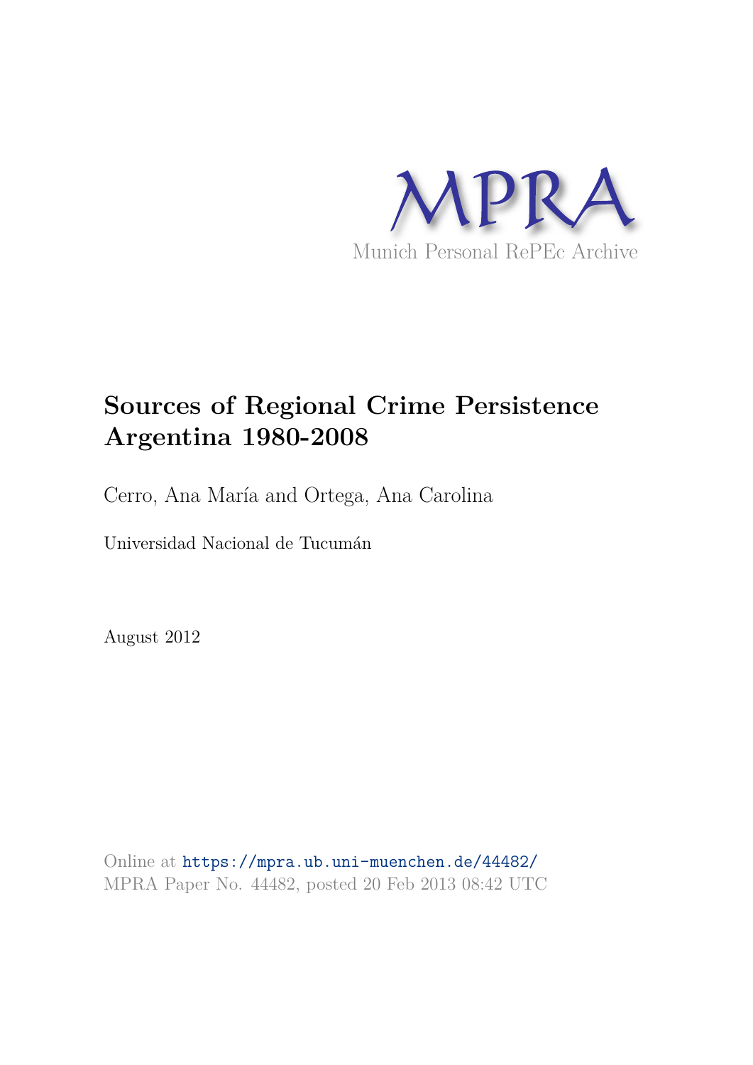MPRA

Munich Personal RePEc Archive

# Sources of Regional Crime Persistence Argentina 1980-2008

Cerro, Ana María and Ortega, Ana Carolina

Universidad Nacional de Tucumán

August 2012

Online at https://mpra.ub.uni-muenchen.de/44482/
MPRA Paper No. 44482, posted 20 Feb 2013 08:42 UTC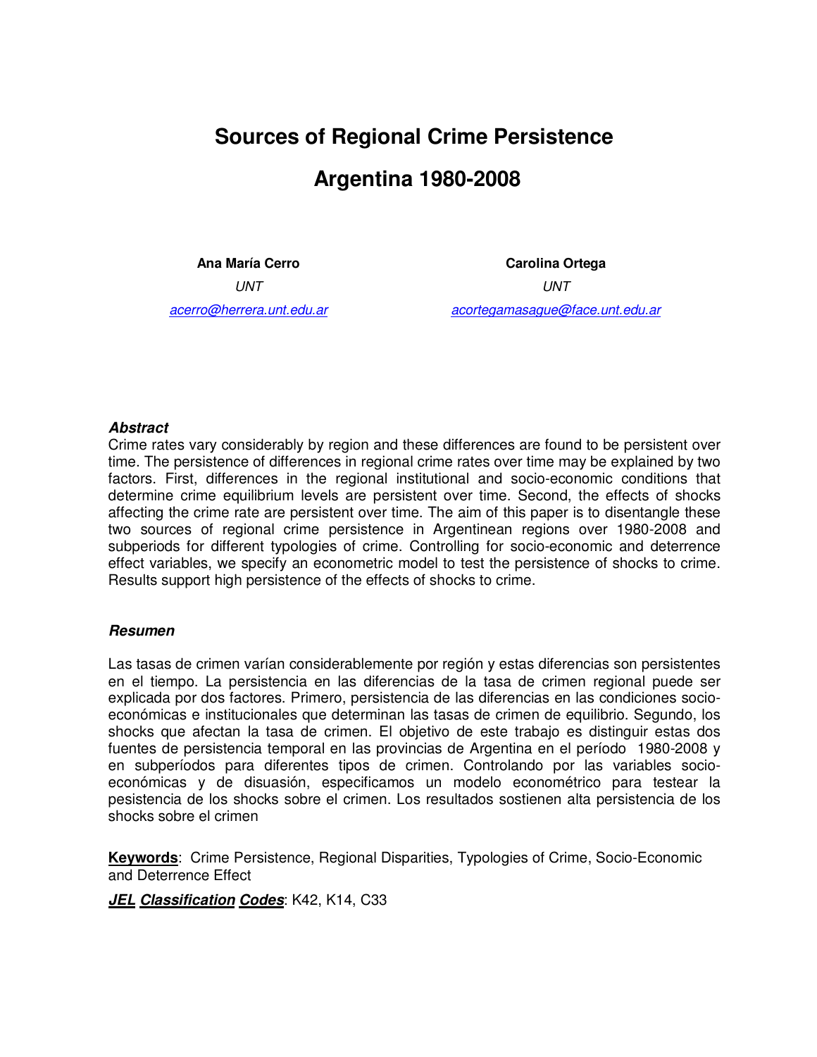# Sources of Regional Crime Persistence

# Argentina 1980-2008

**Ana María Cerro**

*UNT*

*acerro@herrera.unt.edu.ar*

**Carolina Ortega**

*UNT*

*acortegamasague@face.unt.edu.ar*

### *Abstract*

Crime rates vary considerably by region and these differences are found to be persistent over time. The persistence of differences in regional crime rates over time may be explained by two factors. First, differences in the regional institutional and socio-economic conditions that determine crime equilibrium levels are persistent over time. Second, the effects of shocks affecting the crime rate are persistent over time. The aim of this paper is to disentangle these two sources of regional crime persistence in Argentinean regions over 1980-2008 and subperiods for different typologies of crime. Controlling for socio-economic and deterrence effect variables, we specify an econometric model to test the persistence of shocks to crime. Results support high persistence of the effects of shocks to crime.

### *Resumen*

Las tasas de crimen varían considerablemente por región y estas diferencias son persistentes en el tiempo. La persistencia en las diferencias de la tasa de crimen regional puede ser explicada por dos factores. Primero, persistencia de las diferencias en las condiciones socio-económicas e institucionales que determinan las tasas de crimen de equilibrio. Segundo, los shocks que afectan la tasa de crimen. El objetivo de este trabajo es distinguir estas dos fuentes de persistencia temporal en las provincias de Argentina en el período 1980-2008 y en subperíodos para diferentes tipos de crimen. Controlando por las variables socio-económicas y de disuasión, especificamos un modelo econométrico para testear la pesistencia de los shocks sobre el crimen. Los resultados sostienen alta persistencia de los shocks sobre el crimen

**Keywords**: Crime Persistence, Regional Disparities, Typologies of Crime, Socio-Economic and Deterrence Effect

***JEL Classification Codes***: K42, K14, C33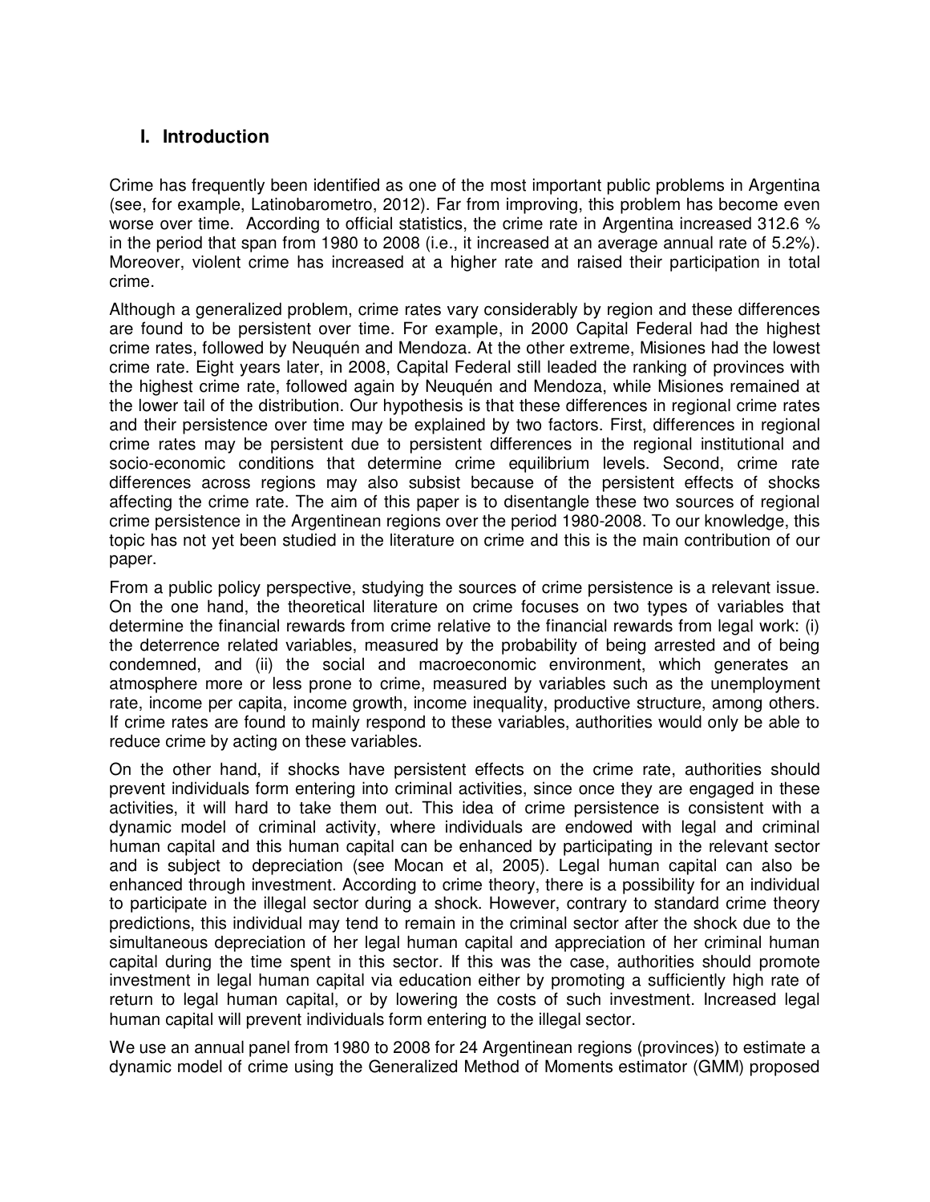## I. Introduction

Crime has frequently been identified as one of the most important public problems in Argentina (see, for example, Latinobarometro, 2012). Far from improving, this problem has become even worse over time. According to official statistics, the crime rate in Argentina increased 312.6 % in the period that span from 1980 to 2008 (i.e., it increased at an average annual rate of 5.2%). Moreover, violent crime has increased at a higher rate and raised their participation in total crime.

Although a generalized problem, crime rates vary considerably by region and these differences are found to be persistent over time. For example, in 2000 Capital Federal had the highest crime rates, followed by Neuquén and Mendoza. At the other extreme, Misiones had the lowest crime rate. Eight years later, in 2008, Capital Federal still leaded the ranking of provinces with the highest crime rate, followed again by Neuquén and Mendoza, while Misiones remained at the lower tail of the distribution. Our hypothesis is that these differences in regional crime rates and their persistence over time may be explained by two factors. First, differences in regional crime rates may be persistent due to persistent differences in the regional institutional and socio-economic conditions that determine crime equilibrium levels. Second, crime rate differences across regions may also subsist because of the persistent effects of shocks affecting the crime rate. The aim of this paper is to disentangle these two sources of regional crime persistence in the Argentinean regions over the period 1980-2008. To our knowledge, this topic has not yet been studied in the literature on crime and this is the main contribution of our paper.

From a public policy perspective, studying the sources of crime persistence is a relevant issue. On the one hand, the theoretical literature on crime focuses on two types of variables that determine the financial rewards from crime relative to the financial rewards from legal work: (i) the deterrence related variables, measured by the probability of being arrested and of being condemned, and (ii) the social and macroeconomic environment, which generates an atmosphere more or less prone to crime, measured by variables such as the unemployment rate, income per capita, income growth, income inequality, productive structure, among others. If crime rates are found to mainly respond to these variables, authorities would only be able to reduce crime by acting on these variables.

On the other hand, if shocks have persistent effects on the crime rate, authorities should prevent individuals form entering into criminal activities, since once they are engaged in these activities, it will hard to take them out. This idea of crime persistence is consistent with a dynamic model of criminal activity, where individuals are endowed with legal and criminal human capital and this human capital can be enhanced by participating in the relevant sector and is subject to depreciation (see Mocan et al, 2005). Legal human capital can also be enhanced through investment. According to crime theory, there is a possibility for an individual to participate in the illegal sector during a shock. However, contrary to standard crime theory predictions, this individual may tend to remain in the criminal sector after the shock due to the simultaneous depreciation of her legal human capital and appreciation of her criminal human capital during the time spent in this sector. If this was the case, authorities should promote investment in legal human capital via education either by promoting a sufficiently high rate of return to legal human capital, or by lowering the costs of such investment. Increased legal human capital will prevent individuals form entering to the illegal sector.

We use an annual panel from 1980 to 2008 for 24 Argentinean regions (provinces) to estimate a dynamic model of crime using the Generalized Method of Moments estimator (GMM) proposed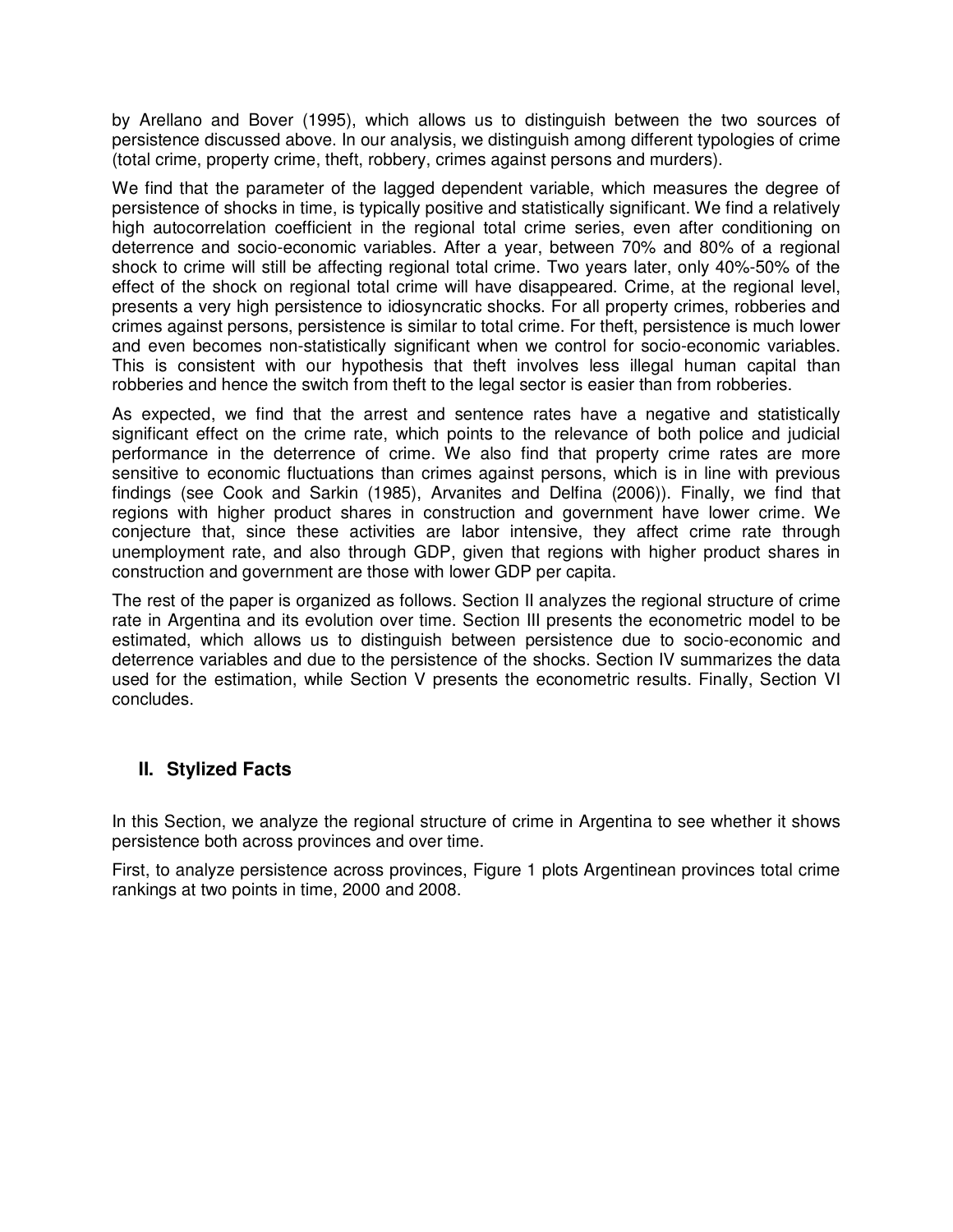by Arellano and Bover (1995), which allows us to distinguish between the two sources of persistence discussed above. In our analysis, we distinguish among different typologies of crime (total crime, property crime, theft, robbery, crimes against persons and murders).

We find that the parameter of the lagged dependent variable, which measures the degree of persistence of shocks in time, is typically positive and statistically significant. We find a relatively high autocorrelation coefficient in the regional total crime series, even after conditioning on deterrence and socio-economic variables. After a year, between 70% and 80% of a regional shock to crime will still be affecting regional total crime. Two years later, only 40%-50% of the effect of the shock on regional total crime will have disappeared. Crime, at the regional level, presents a very high persistence to idiosyncratic shocks. For all property crimes, robberies and crimes against persons, persistence is similar to total crime. For theft, persistence is much lower and even becomes non-statistically significant when we control for socio-economic variables. This is consistent with our hypothesis that theft involves less illegal human capital than robberies and hence the switch from theft to the legal sector is easier than from robberies.

As expected, we find that the arrest and sentence rates have a negative and statistically significant effect on the crime rate, which points to the relevance of both police and judicial performance in the deterrence of crime. We also find that property crime rates are more sensitive to economic fluctuations than crimes against persons, which is in line with previous findings (see Cook and Sarkin (1985), Arvanites and Delfina (2006)). Finally, we find that regions with higher product shares in construction and government have lower crime. We conjecture that, since these activities are labor intensive, they affect crime rate through unemployment rate, and also through GDP, given that regions with higher product shares in construction and government are those with lower GDP per capita.

The rest of the paper is organized as follows. Section II analyzes the regional structure of crime rate in Argentina and its evolution over time. Section III presents the econometric model to be estimated, which allows us to distinguish between persistence due to socio-economic and deterrence variables and due to the persistence of the shocks. Section IV summarizes the data used for the estimation, while Section V presents the econometric results. Finally, Section VI concludes.

## II. Stylized Facts

In this Section, we analyze the regional structure of crime in Argentina to see whether it shows persistence both across provinces and over time.

First, to analyze persistence across provinces, Figure 1 plots Argentinean provinces total crime rankings at two points in time, 2000 and 2008.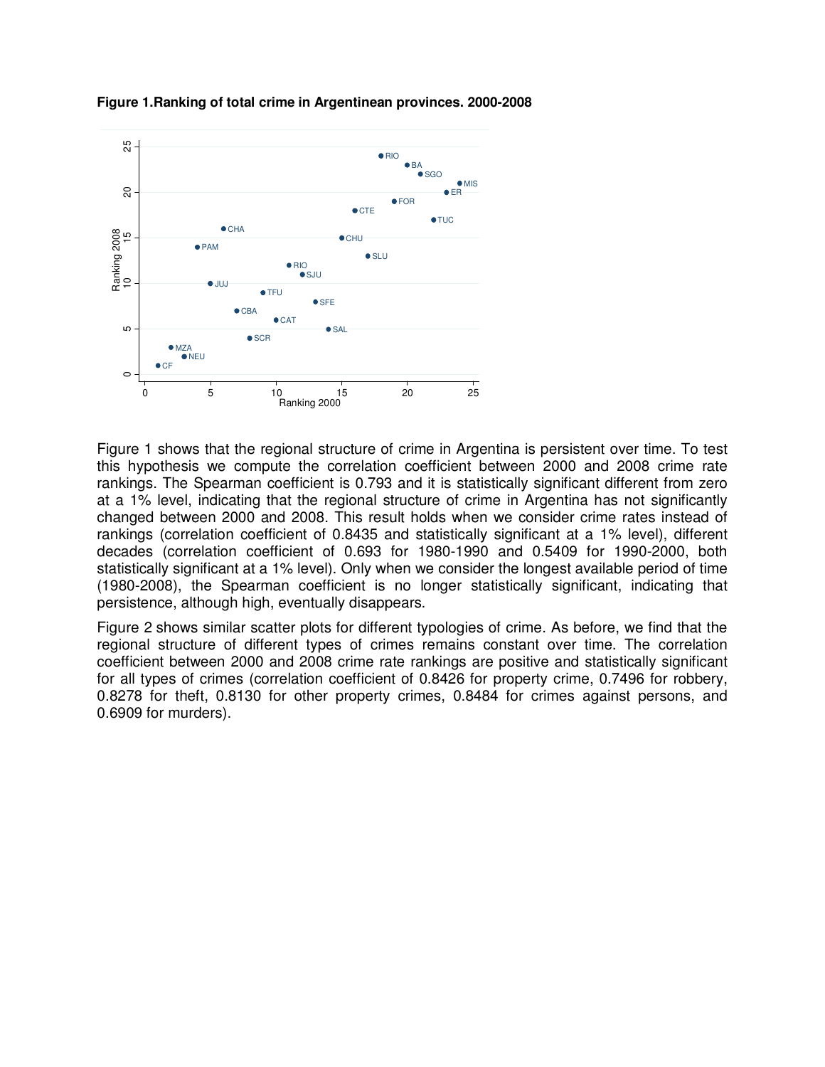**Figure 1.Ranking of total crime in Argentinean provinces. 2000-2008**

Figure 1 shows that the regional structure of crime in Argentina is persistent over time. To test this hypothesis we compute the correlation coefficient between 2000 and 2008 crime rate rankings. The Spearman coefficient is 0.793 and it is statistically significant different from zero at a 1% level, indicating that the regional structure of crime in Argentina has not significantly changed between 2000 and 2008. This result holds when we consider crime rates instead of rankings (correlation coefficient of 0.8435 and statistically significant at a 1% level), different decades (correlation coefficient of 0.693 for 1980-1990 and 0.5409 for 1990-2000, both statistically significant at a 1% level). Only when we consider the longest available period of time (1980-2008), the Spearman coefficient is no longer statistically significant, indicating that persistence, although high, eventually disappears.

Figure 2 shows similar scatter plots for different typologies of crime. As before, we find that the regional structure of different types of crimes remains constant over time. The correlation coefficient between 2000 and 2008 crime rate rankings are positive and statistically significant for all types of crimes (correlation coefficient of 0.8426 for property crime, 0.7496 for robbery, 0.8278 for theft, 0.8130 for other property crimes, 0.8484 for crimes against persons, and 0.6909 for murders).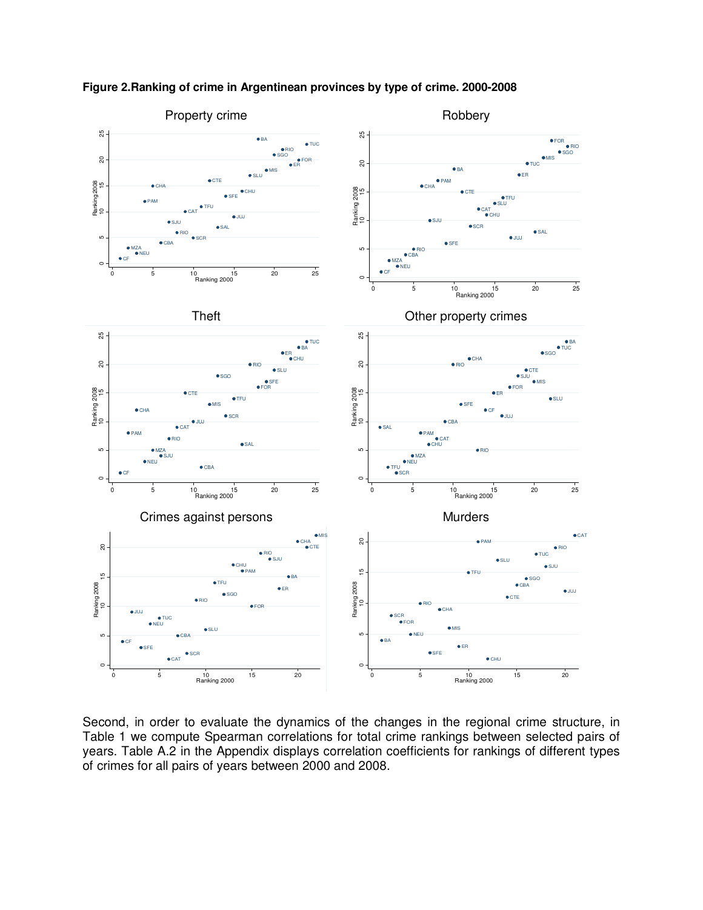**Figure 2.Ranking of crime in Argentinean provinces by type of crime. 2000-2008**

Second, in order to evaluate the dynamics of the changes in the regional crime structure, in Table 1 we compute Spearman correlations for total crime rankings between selected pairs of years. Table A.2 in the Appendix displays correlation coefficients for rankings of different types of crimes for all pairs of years between 2000 and 2008.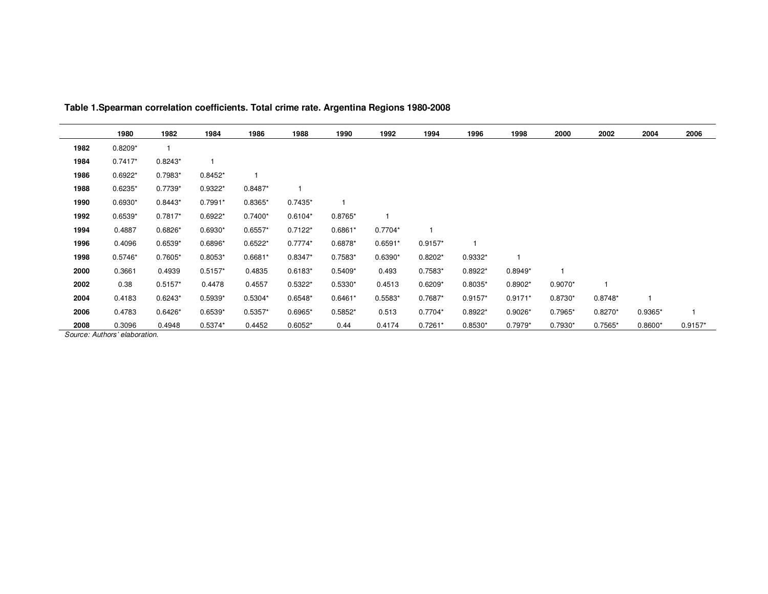**Table 1.Spearman correlation coefficients. Total crime rate. Argentina Regions 1980-2008**

| | 1980 | 1982 | 1984 | 1986 | 1988 | 1990 | 1992 | 1994 | 1996 | 1998 | 2000 | 2002 | 2004 | 2006 |
|---|---|---|---|---|---|---|---|---|---|---|---|---|---|---|
| **1982** | 0.8209* | 1 | | | | | | | | | | | | |
| **1984** | 0.7417* | 0.8243* | 1 | | | | | | | | | | | |
| **1986** | 0.6922* | 0.7983* | 0.8452* | 1 | | | | | | | | | | |
| **1988** | 0.6235* | 0.7739* | 0.9322* | 0.8487* | 1 | | | | | | | | | |
| **1990** | 0.6930* | 0.8443* | 0.7991* | 0.8365* | 0.7435* | 1 | | | | | | | | |
| **1992** | 0.6539* | 0.7817* | 0.6922* | 0.7400* | 0.6104* | 0.8765* | 1 | | | | | | | |
| **1994** | 0.4887 | 0.6826* | 0.6930* | 0.6557* | 0.7122* | 0.6861* | 0.7704* | 1 | | | | | | |
| **1996** | 0.4096 | 0.6539* | 0.6896* | 0.6522* | 0.7774* | 0.6878* | 0.6591* | 0.9157* | 1 | | | | | |
| **1998** | 0.5746* | 0.7605* | 0.8053* | 0.6681* | 0.8347* | 0.7583* | 0.6390* | 0.8202* | 0.9332* | 1 | | | | |
| **2000** | 0.3661 | 0.4939 | 0.5157* | 0.4835 | 0.6183* | 0.5409* | 0.493 | 0.7583* | 0.8922* | 0.8949* | 1 | | | |
| **2002** | 0.38 | 0.5157* | 0.4478 | 0.4557 | 0.5322* | 0.5330* | 0.4513 | 0.6209* | 0.8035* | 0.8902* | 0.9070* | 1 | | |
| **2004** | 0.4183 | 0.6243* | 0.5939* | 0.5304* | 0.6548* | 0.6461* | 0.5583* | 0.7687* | 0.9157* | 0.9171* | 0.8730* | 0.8748* | 1 | |
| **2006** | 0.4783 | 0.6426* | 0.6539* | 0.5357* | 0.6965* | 0.5852* | 0.513 | 0.7704* | 0.8922* | 0.9026* | 0.7965* | 0.8270* | 0.9365* | 1 |
| **2008** | 0.3096 | 0.4948 | 0.5374* | 0.4452 | 0.6052* | 0.44 | 0.4174 | 0.7261* | 0.8530* | 0.7979* | 0.7930* | 0.7565* | 0.8600* | 0.9157* |

*Source: Authors' elaboration.*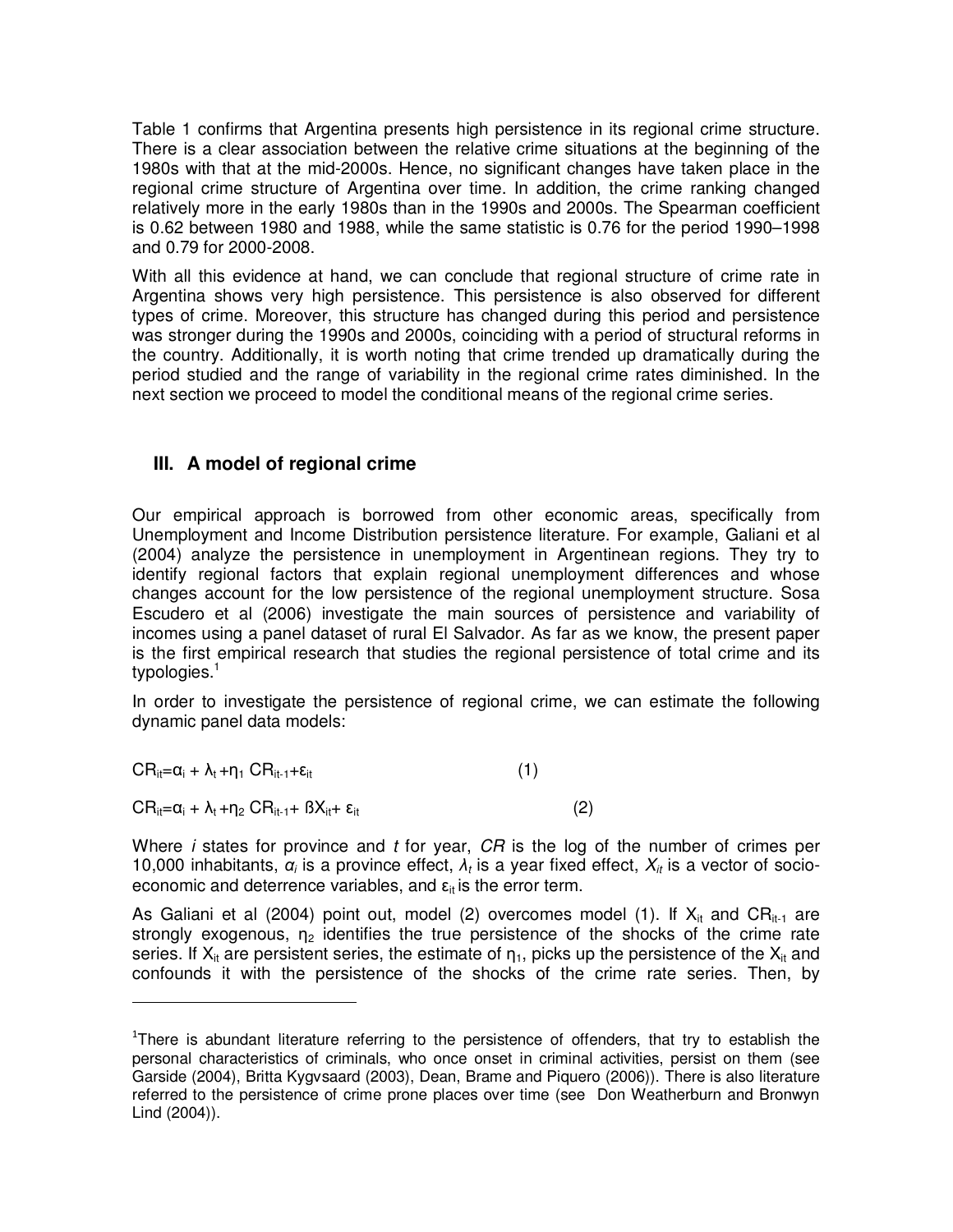Table 1 confirms that Argentina presents high persistence in its regional crime structure. There is a clear association between the relative crime situations at the beginning of the 1980s with that at the mid-2000s. Hence, no significant changes have taken place in the regional crime structure of Argentina over time. In addition, the crime ranking changed relatively more in the early 1980s than in the 1990s and 2000s. The Spearman coefficient is 0.62 between 1980 and 1988, while the same statistic is 0.76 for the period 1990–1998 and 0.79 for 2000-2008.

With all this evidence at hand, we can conclude that regional structure of crime rate in Argentina shows very high persistence. This persistence is also observed for different types of crime. Moreover, this structure has changed during this period and persistence was stronger during the 1990s and 2000s, coinciding with a period of structural reforms in the country. Additionally, it is worth noting that crime trended up dramatically during the period studied and the range of variability in the regional crime rates diminished. In the next section we proceed to model the conditional means of the regional crime series.

## III. A model of regional crime

Our empirical approach is borrowed from other economic areas, specifically from Unemployment and Income Distribution persistence literature. For example, Galiani et al (2004) analyze the persistence in unemployment in Argentinean regions. They try to identify regional factors that explain regional unemployment differences and whose changes account for the low persistence of the regional unemployment structure. Sosa Escudero et al (2006) investigate the main sources of persistence and variability of incomes using a panel dataset of rural El Salvador. As far as we know, the present paper is the first empirical research that studies the regional persistence of total crime and its typologies.[1]

In order to investigate the persistence of regional crime, we can estimate the following dynamic panel data models:

$$CR_{it}=\alpha_i + \lambda_t + \eta_1 CR_{it-1} + \varepsilon_{it} \quad (1)$$

$$CR_{it}=\alpha_i + \lambda_t + \eta_2 CR_{it-1} + \beta X_{it} + \varepsilon_{it} \quad (2)$$

Where *i* states for province and *t* for year, *CR* is the log of the number of crimes per 10,000 inhabitants, $\alpha_i$ is a province effect, $\lambda_t$ is a year fixed effect, $X_{it}$ is a vector of socio-economic and deterrence variables, and $\varepsilon_{it}$ is the error term.

As Galiani et al (2004) point out, model (2) overcomes model (1). If $X_{it}$ and $CR_{it-1}$ are strongly exogenous, $\eta_2$ identifies the true persistence of the shocks of the crime rate series. If $X_{it}$ are persistent series, the estimate of $\eta_1$, picks up the persistence of the $X_{it}$ and confounds it with the persistence of the shocks of the crime rate series. Then, by

[1] There is abundant literature referring to the persistence of offenders, that try to establish the personal characteristics of criminals, who once onset in criminal activities, persist on them (see Garside (2004), Britta Kygvsaard (2003), Dean, Brame and Piquero (2006)). There is also literature referred to the persistence of crime prone places over time (see Don Weatherburn and Bronwyn Lind (2004)).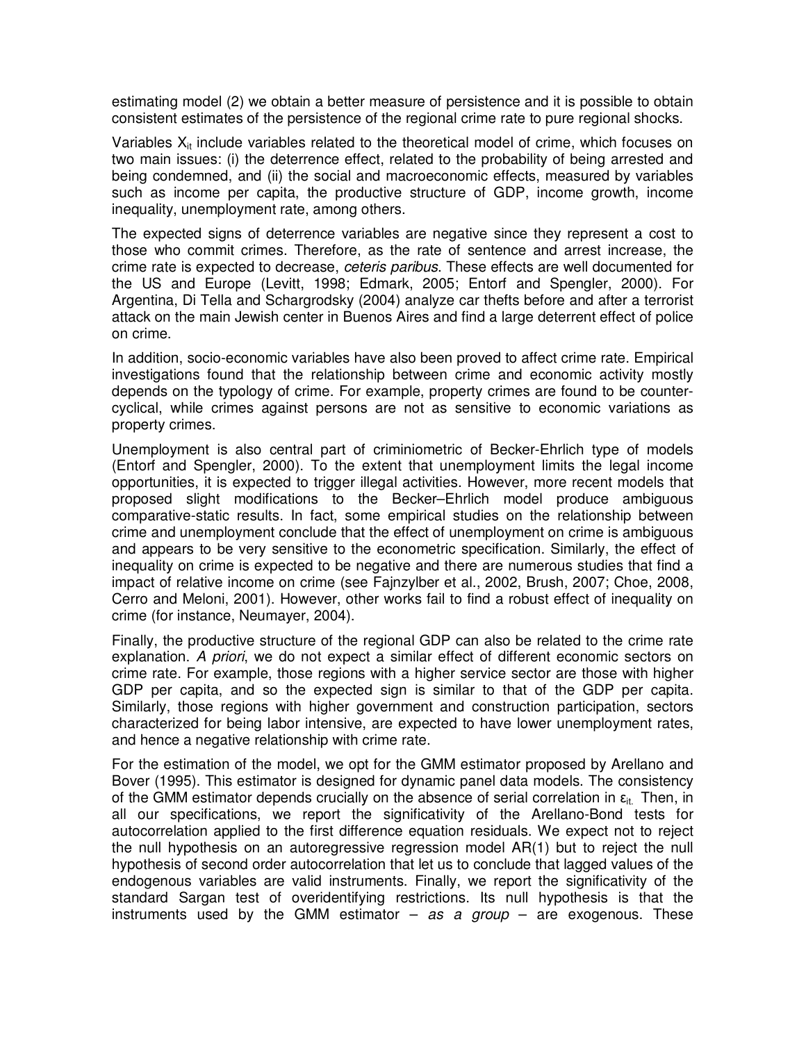estimating model (2) we obtain a better measure of persistence and it is possible to obtain consistent estimates of the persistence of the regional crime rate to pure regional shocks.

Variables $X_{it}$ include variables related to the theoretical model of crime, which focuses on two main issues: (i) the deterrence effect, related to the probability of being arrested and being condemned, and (ii) the social and macroeconomic effects, measured by variables such as income per capita, the productive structure of GDP, income growth, income inequality, unemployment rate, among others.

The expected signs of deterrence variables are negative since they represent a cost to those who commit crimes. Therefore, as the rate of sentence and arrest increase, the crime rate is expected to decrease, *ceteris paribus*. These effects are well documented for the US and Europe (Levitt, 1998; Edmark, 2005; Entorf and Spengler, 2000). For Argentina, Di Tella and Schargrodsky (2004) analyze car thefts before and after a terrorist attack on the main Jewish center in Buenos Aires and find a large deterrent effect of police on crime.

In addition, socio-economic variables have also been proved to affect crime rate. Empirical investigations found that the relationship between crime and economic activity mostly depends on the typology of crime. For example, property crimes are found to be counter-cyclical, while crimes against persons are not as sensitive to economic variations as property crimes.

Unemployment is also central part of criminiometric of Becker-Ehrlich type of models (Entorf and Spengler, 2000). To the extent that unemployment limits the legal income opportunities, it is expected to trigger illegal activities. However, more recent models that proposed slight modifications to the Becker–Ehrlich model produce ambiguous comparative-static results. In fact, some empirical studies on the relationship between crime and unemployment conclude that the effect of unemployment on crime is ambiguous and appears to be very sensitive to the econometric specification. Similarly, the effect of inequality on crime is expected to be negative and there are numerous studies that find a impact of relative income on crime (see Fajnzylber et al., 2002, Brush, 2007; Choe, 2008, Cerro and Meloni, 2001). However, other works fail to find a robust effect of inequality on crime (for instance, Neumayer, 2004).

Finally, the productive structure of the regional GDP can also be related to the crime rate explanation. *A priori*, we do not expect a similar effect of different economic sectors on crime rate. For example, those regions with a higher service sector are those with higher GDP per capita, and so the expected sign is similar to that of the GDP per capita. Similarly, those regions with higher government and construction participation, sectors characterized for being labor intensive, are expected to have lower unemployment rates, and hence a negative relationship with crime rate.

For the estimation of the model, we opt for the GMM estimator proposed by Arellano and Bover (1995). This estimator is designed for dynamic panel data models. The consistency of the GMM estimator depends crucially on the absence of serial correlation in $\varepsilon_{it}$. Then, in all our specifications, we report the significativity of the Arellano-Bond tests for autocorrelation applied to the first difference equation residuals. We expect not to reject the null hypothesis on an autoregressive regression model AR(1) but to reject the null hypothesis of second order autocorrelation that let us to conclude that lagged values of the endogenous variables are valid instruments. Finally, we report the significativity of the standard Sargan test of overidentifying restrictions. Its null hypothesis is that the instruments used by the GMM estimator – *as a group* – are exogenous. These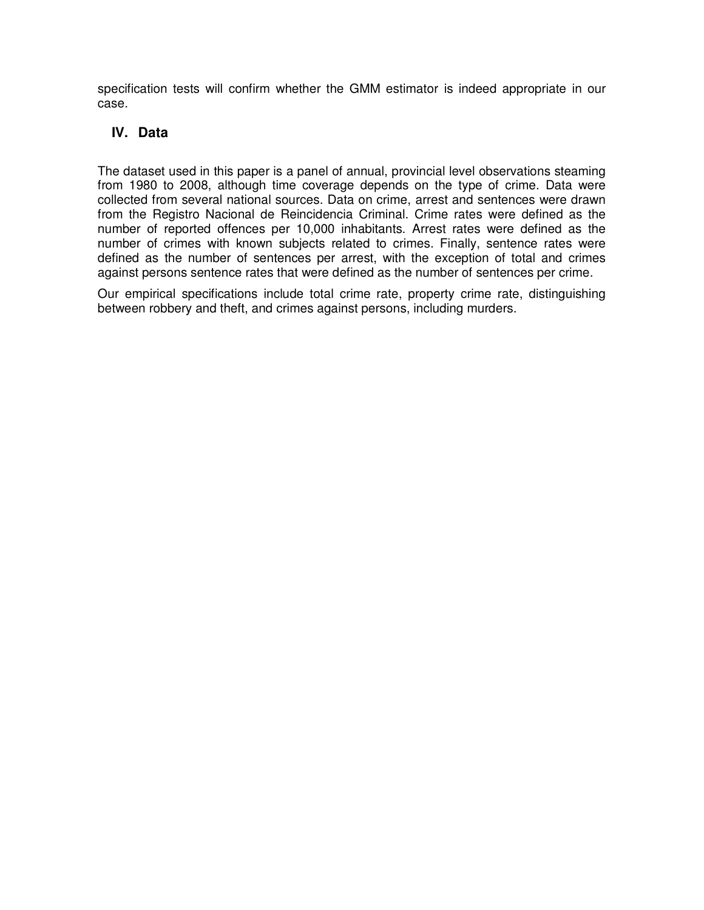specification tests will confirm whether the GMM estimator is indeed appropriate in our case.

## IV. Data

The dataset used in this paper is a panel of annual, provincial level observations steaming from 1980 to 2008, although time coverage depends on the type of crime. Data were collected from several national sources. Data on crime, arrest and sentences were drawn from the Registro Nacional de Reincidencia Criminal. Crime rates were defined as the number of reported offences per 10,000 inhabitants. Arrest rates were defined as the number of crimes with known subjects related to crimes. Finally, sentence rates were defined as the number of sentences per arrest, with the exception of total and crimes against persons sentence rates that were defined as the number of sentences per crime.

Our empirical specifications include total crime rate, property crime rate, distinguishing between robbery and theft, and crimes against persons, including murders.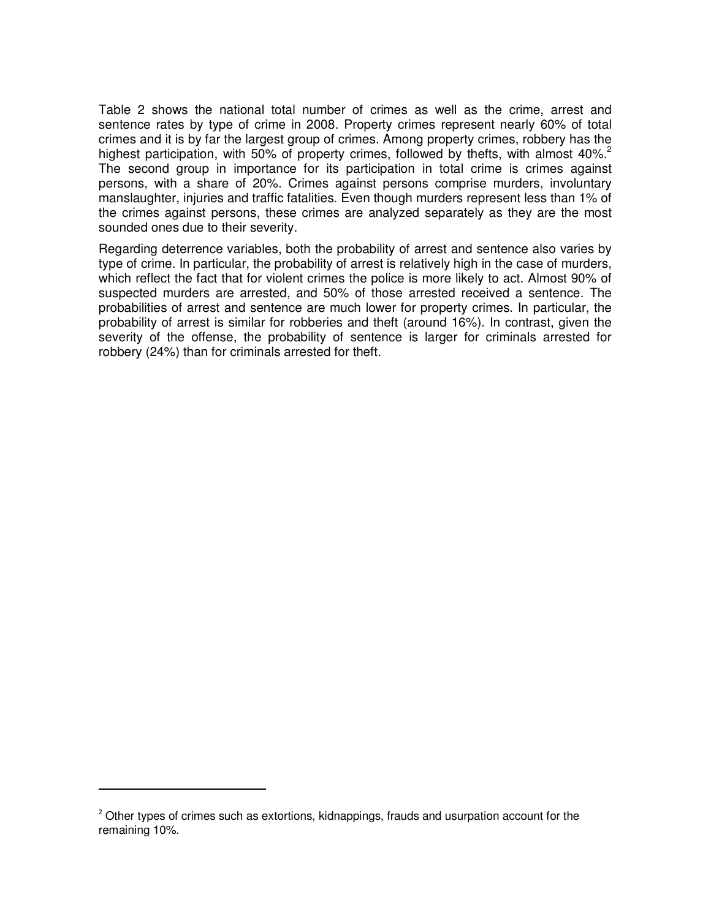Table 2 shows the national total number of crimes as well as the crime, arrest and sentence rates by type of crime in 2008. Property crimes represent nearly 60% of total crimes and it is by far the largest group of crimes. Among property crimes, robbery has the highest participation, with 50% of property crimes, followed by thefts, with almost 40%.[2] The second group in importance for its participation in total crime is crimes against persons, with a share of 20%. Crimes against persons comprise murders, involuntary manslaughter, injuries and traffic fatalities. Even though murders represent less than 1% of the crimes against persons, these crimes are analyzed separately as they are the most sounded ones due to their severity.

Regarding deterrence variables, both the probability of arrest and sentence also varies by type of crime. In particular, the probability of arrest is relatively high in the case of murders, which reflect the fact that for violent crimes the police is more likely to act. Almost 90% of suspected murders are arrested, and 50% of those arrested received a sentence. The probabilities of arrest and sentence are much lower for property crimes. In particular, the probability of arrest is similar for robberies and theft (around 16%). In contrast, given the severity of the offense, the probability of sentence is larger for criminals arrested for robbery (24%) than for criminals arrested for theft.

---

[2] Other types of crimes such as extortions, kidnappings, frauds and usurpation account for the remaining 10%.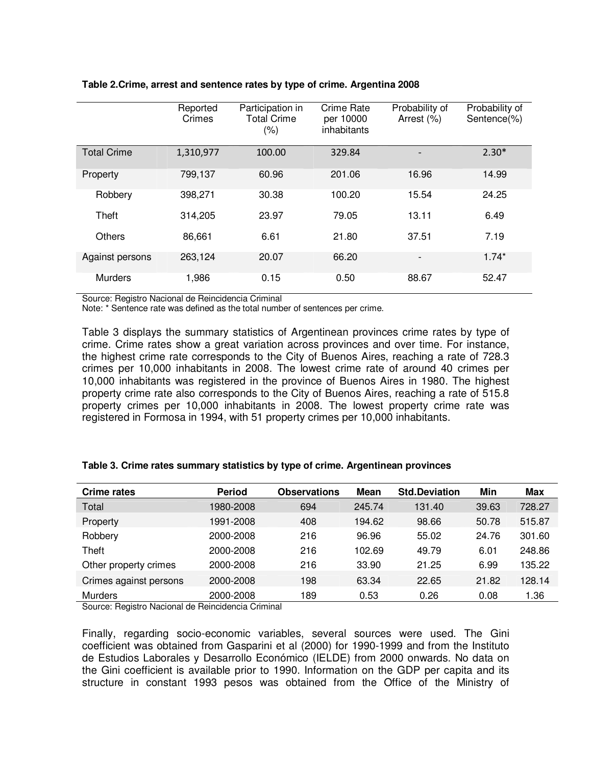**Table 2.Crime, arrest and sentence rates by type of crime. Argentina 2008**

| | Reported Crimes | Participation in Total Crime (%) | Crime Rate per 10000 inhabitants | Probability of Arrest (%) | Probability of Sentence(%) |
|---|---|---|---|---|---|
| Total Crime | 1,310,977 | 100.00 | 329.84 | - | 2.30* |
| Property | 799,137 | 60.96 | 201.06 | 16.96 | 14.99 |
| Robbery | 398,271 | 30.38 | 100.20 | 15.54 | 24.25 |
| Theft | 314,205 | 23.97 | 79.05 | 13.11 | 6.49 |
| Others | 86,661 | 6.61 | 21.80 | 37.51 | 7.19 |
| Against persons | 263,124 | 20.07 | 66.20 | - | 1.74* |
| Murders | 1,986 | 0.15 | 0.50 | 88.67 | 52.47 |

Source: Registro Nacional de Reincidencia Criminal
Note: * Sentence rate was defined as the total number of sentences per crime.

Table 3 displays the summary statistics of Argentinean provinces crime rates by type of crime. Crime rates show a great variation across provinces and over time. For instance, the highest crime rate corresponds to the City of Buenos Aires, reaching a rate of 728.3 crimes per 10,000 inhabitants in 2008. The lowest crime rate of around 40 crimes per 10,000 inhabitants was registered in the province of Buenos Aires in 1980. The highest property crime rate also corresponds to the City of Buenos Aires, reaching a rate of 515.8 property crimes per 10,000 inhabitants in 2008. The lowest property crime rate was registered in Formosa in 1994, with 51 property crimes per 10,000 inhabitants.

**Table 3. Crime rates summary statistics by type of crime. Argentinean provinces**

| Crime rates | Period | Observations | Mean | Std.Deviation | Min | Max |
|---|---|---|---|---|---|---|
| Total | 1980-2008 | 694 | 245.74 | 131.40 | 39.63 | 728.27 |
| Property | 1991-2008 | 408 | 194.62 | 98.66 | 50.78 | 515.87 |
| Robbery | 2000-2008 | 216 | 96.96 | 55.02 | 24.76 | 301.60 |
| Theft | 2000-2008 | 216 | 102.69 | 49.79 | 6.01 | 248.86 |
| Other property crimes | 2000-2008 | 216 | 33.90 | 21.25 | 6.99 | 135.22 |
| Crimes against persons | 2000-2008 | 198 | 63.34 | 22.65 | 21.82 | 128.14 |
| Murders | 2000-2008 | 189 | 0.53 | 0.26 | 0.08 | 1.36 |

Source: Registro Nacional de Reincidencia Criminal

Finally, regarding socio-economic variables, several sources were used. The Gini coefficient was obtained from Gasparini et al (2000) for 1990-1999 and from the Instituto de Estudios Laborales y Desarrollo Económico (IELDE) from 2000 onwards. No data on the Gini coefficient is available prior to 1990. Information on the GDP per capita and its structure in constant 1993 pesos was obtained from the Office of the Ministry of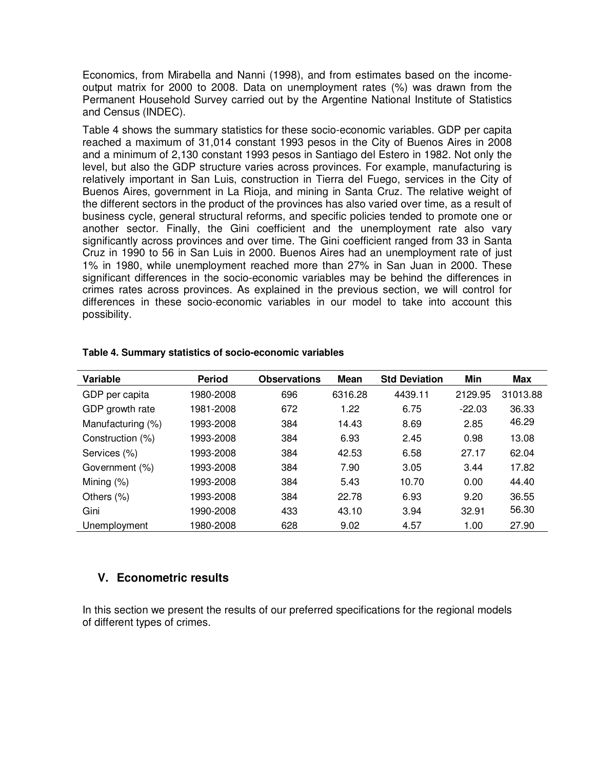Economics, from Mirabella and Nanni (1998), and from estimates based on the income-output matrix for 2000 to 2008. Data on unemployment rates (%) was drawn from the Permanent Household Survey carried out by the Argentine National Institute of Statistics and Census (INDEC).

Table 4 shows the summary statistics for these socio-economic variables. GDP per capita reached a maximum of 31,014 constant 1993 pesos in the City of Buenos Aires in 2008 and a minimum of 2,130 constant 1993 pesos in Santiago del Estero in 1982. Not only the level, but also the GDP structure varies across provinces. For example, manufacturing is relatively important in San Luis, construction in Tierra del Fuego, services in the City of Buenos Aires, government in La Rioja, and mining in Santa Cruz. The relative weight of the different sectors in the product of the provinces has also varied over time, as a result of business cycle, general structural reforms, and specific policies tended to promote one or another sector. Finally, the Gini coefficient and the unemployment rate also vary significantly across provinces and over time. The Gini coefficient ranged from 33 in Santa Cruz in 1990 to 56 in San Luis in 2000. Buenos Aires had an unemployment rate of just 1% in 1980, while unemployment reached more than 27% in San Juan in 2000. These significant differences in the socio-economic variables may be behind the differences in crimes rates across provinces. As explained in the previous section, we will control for differences in these socio-economic variables in our model to take into account this possibility.

**Table 4. Summary statistics of socio-economic variables**

| Variable | Period | Observations | Mean | Std Deviation | Min | Max |
|---|---|---|---|---|---|---|
| GDP per capita | 1980-2008 | 696 | 6316.28 | 4439.11 | 2129.95 | 31013.88 |
| GDP growth rate | 1981-2008 | 672 | 1.22 | 6.75 | -22.03 | 36.33 |
| Manufacturing (%) | 1993-2008 | 384 | 14.43 | 8.69 | 2.85 | 46.29 |
| Construction (%) | 1993-2008 | 384 | 6.93 | 2.45 | 0.98 | 13.08 |
| Services (%) | 1993-2008 | 384 | 42.53 | 6.58 | 27.17 | 62.04 |
| Government (%) | 1993-2008 | 384 | 7.90 | 3.05 | 3.44 | 17.82 |
| Mining (%) | 1993-2008 | 384 | 5.43 | 10.70 | 0.00 | 44.40 |
| Others (%) | 1993-2008 | 384 | 22.78 | 6.93 | 9.20 | 36.55 |
| Gini | 1990-2008 | 433 | 43.10 | 3.94 | 32.91 | 56.30 |
| Unemployment | 1980-2008 | 628 | 9.02 | 4.57 | 1.00 | 27.90 |

## V. Econometric results

In this section we present the results of our preferred specifications for the regional models of different types of crimes.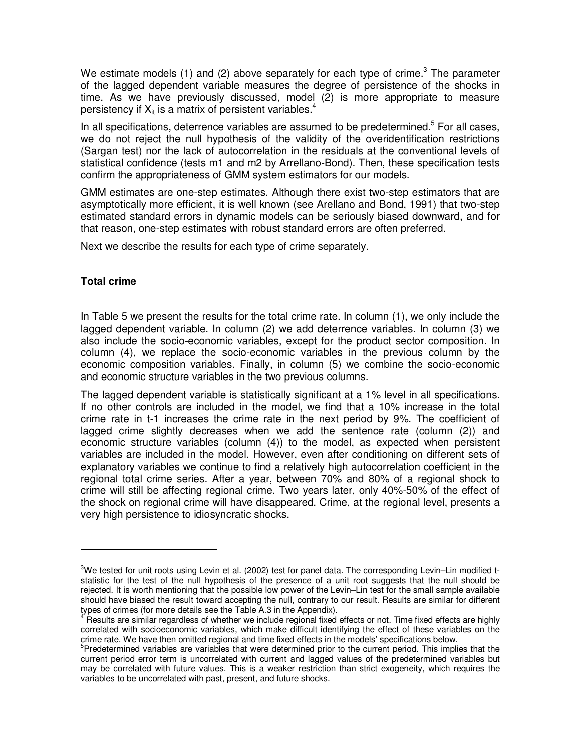We estimate models (1) and (2) above separately for each type of crime.[3] The parameter of the lagged dependent variable measures the degree of persistence of the shocks in time. As we have previously discussed, model (2) is more appropriate to measure persistency if $X_{it}$ is a matrix of persistent variables.[4]

In all specifications, deterrence variables are assumed to be predetermined.[5] For all cases, we do not reject the null hypothesis of the validity of the overidentification restrictions (Sargan test) nor the lack of autocorrelation in the residuals at the conventional levels of statistical confidence (tests m1 and m2 by Arrellano-Bond). Then, these specification tests confirm the appropriateness of GMM system estimators for our models.

GMM estimates are one-step estimates. Although there exist two-step estimators that are asymptotically more efficient, it is well known (see Arellano and Bond, 1991) that two-step estimated standard errors in dynamic models can be seriously biased downward, and for that reason, one-step estimates with robust standard errors are often preferred.

Next we describe the results for each type of crime separately.

**Total crime**

In Table 5 we present the results for the total crime rate. In column (1), we only include the lagged dependent variable. In column (2) we add deterrence variables. In column (3) we also include the socio-economic variables, except for the product sector composition. In column (4), we replace the socio-economic variables in the previous column by the economic composition variables. Finally, in column (5) we combine the socio-economic and economic structure variables in the two previous columns.

The lagged dependent variable is statistically significant at a 1% level in all specifications. If no other controls are included in the model, we find that a 10% increase in the total crime rate in t-1 increases the crime rate in the next period by 9%. The coefficient of lagged crime slightly decreases when we add the sentence rate (column (2)) and economic structure variables (column (4)) to the model, as expected when persistent variables are included in the model. However, even after conditioning on different sets of explanatory variables we continue to find a relatively high autocorrelation coefficient in the regional total crime series. After a year, between 70% and 80% of a regional shock to crime will still be affecting regional crime. Two years later, only 40%-50% of the effect of the shock on regional crime will have disappeared. Crime, at the regional level, presents a very high persistence to idiosyncratic shocks.

---

[3] We tested for unit roots using Levin et al. (2002) test for panel data. The corresponding Levin–Lin modified t-statistic for the test of the null hypothesis of the presence of a unit root suggests that the null should be rejected. It is worth mentioning that the possible low power of the Levin–Lin test for the small sample available should have biased the result toward accepting the null, contrary to our result. Results are similar for different types of crimes (for more details see the Table A.3 in the Appendix).

[4] Results are similar regardless of whether we include regional fixed effects or not. Time fixed effects are highly correlated with socioeconomic variables, which make difficult identifying the effect of these variables on the crime rate. We have then omitted regional and time fixed effects in the models' specifications below.

[5] Predetermined variables are variables that were determined prior to the current period. This implies that the current period error term is uncorrelated with current and lagged values of the predetermined variables but may be correlated with future values. This is a weaker restriction than strict exogeneity, which requires the variables to be uncorrelated with past, present, and future shocks.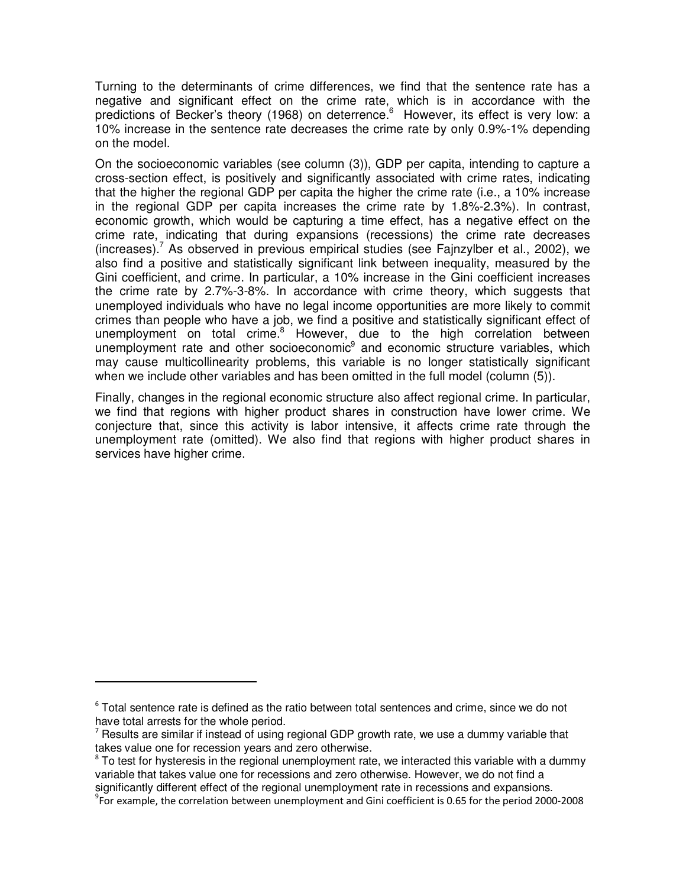Turning to the determinants of crime differences, we find that the sentence rate has a negative and significant effect on the crime rate, which is in accordance with the predictions of Becker's theory (1968) on deterrence.[6] However, its effect is very low: a 10% increase in the sentence rate decreases the crime rate by only 0.9%-1% depending on the model.

On the socioeconomic variables (see column (3)), GDP per capita, intending to capture a cross-section effect, is positively and significantly associated with crime rates, indicating that the higher the regional GDP per capita the higher the crime rate (i.e., a 10% increase in the regional GDP per capita increases the crime rate by 1.8%-2.3%). In contrast, economic growth, which would be capturing a time effect, has a negative effect on the crime rate, indicating that during expansions (recessions) the crime rate decreases (increases).[7] As observed in previous empirical studies (see Fajnzylber et al., 2002), we also find a positive and statistically significant link between inequality, measured by the Gini coefficient, and crime. In particular, a 10% increase in the Gini coefficient increases the crime rate by 2.7%-3-8%. In accordance with crime theory, which suggests that unemployed individuals who have no legal income opportunities are more likely to commit crimes than people who have a job, we find a positive and statistically significant effect of unemployment on total crime.[8] However, due to the high correlation between unemployment rate and other socioeconomic[9] and economic structure variables, which may cause multicollinearity problems, this variable is no longer statistically significant when we include other variables and has been omitted in the full model (column (5)).

Finally, changes in the regional economic structure also affect regional crime. In particular, we find that regions with higher product shares in construction have lower crime. We conjecture that, since this activity is labor intensive, it affects crime rate through the unemployment rate (omitted). We also find that regions with higher product shares in services have higher crime.

---

[6] Total sentence rate is defined as the ratio between total sentences and crime, since we do not have total arrests for the whole period.

[7] Results are similar if instead of using regional GDP growth rate, we use a dummy variable that takes value one for recession years and zero otherwise.

[8] To test for hysteresis in the regional unemployment rate, we interacted this variable with a dummy variable that takes value one for recessions and zero otherwise. However, we do not find a significantly different effect of the regional unemployment rate in recessions and expansions.

[9] For example, the correlation between unemployment and Gini coefficient is 0.65 for the period 2000-2008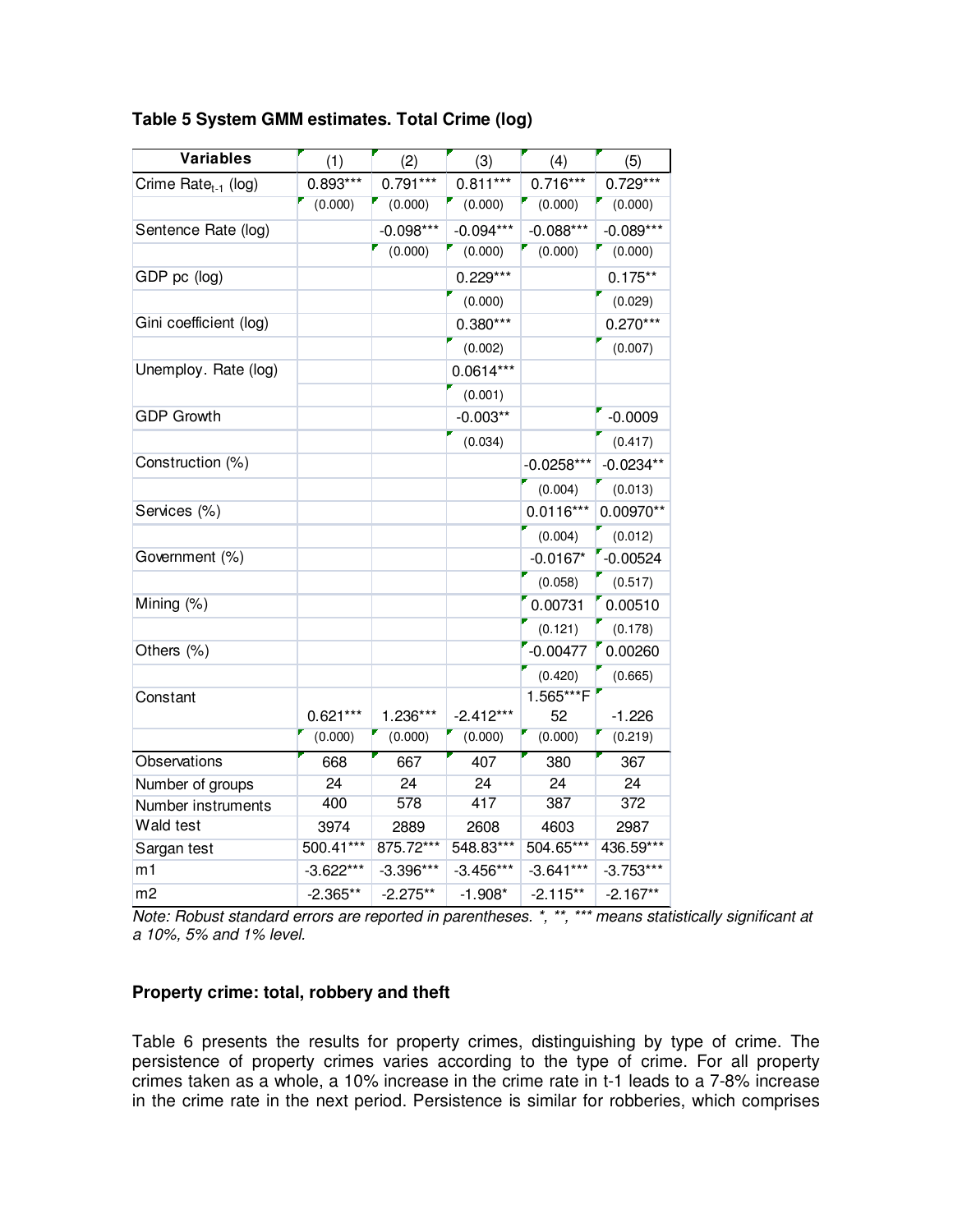**Table 5 System GMM estimates. Total Crime (log)**

| Variables | (1) | (2) | (3) | (4) | (5) |
|---|---|---|---|---|---|
| Crime Rate$_{t-1}$ (log) | 0.893*** | 0.791*** | 0.811*** | 0.716*** | 0.729*** |
| | (0.000) | (0.000) | (0.000) | (0.000) | (0.000) |
| Sentence Rate (log) | | -0.098*** | -0.094*** | -0.088*** | -0.089*** |
| | | (0.000) | (0.000) | (0.000) | (0.000) |
| GDP pc (log) | | | 0.229*** | | 0.175** |
| | | | (0.000) | | (0.029) |
| Gini coefficient (log) | | | 0.380*** | | 0.270*** |
| | | | (0.002) | | (0.007) |
| Unemploy. Rate (log) | | | 0.0614*** | | |
| | | | (0.001) | | |
| GDP Growth | | | -0.003** | | -0.0009 |
| | | | (0.034) | | (0.417) |
| Construction (%) | | | | -0.0258*** | -0.0234** |
| | | | | (0.004) | (0.013) |
| Services (%) | | | | 0.0116*** | 0.00970** |
| | | | | (0.004) | (0.012) |
| Government (%) | | | | -0.0167* | -0.00524 |
| | | | | (0.058) | (0.517) |
| Mining (%) | | | | 0.00731 | 0.00510 |
| | | | | (0.121) | (0.178) |
| Others (%) | | | | -0.00477 | 0.00260 |
| | | | | (0.420) | (0.665) |
| Constant | 0.621*** | 1.236*** | -2.412*** | 1.565***F 52 | -1.226 |
| | (0.000) | (0.000) | (0.000) | (0.000) | (0.219) |
| Observations | 668 | 667 | 407 | 380 | 367 |
| Number of groups | 24 | 24 | 24 | 24 | 24 |
| Number instruments | 400 | 578 | 417 | 387 | 372 |
| Wald test | 3974 | 2889 | 2608 | 4603 | 2987 |
| Sargan test | 500.41*** | 875.72*** | 548.83*** | 504.65*** | 436.59*** |
| m1 | -3.622*** | -3.396*** | -3.456*** | -3.641*** | -3.753*** |
| m2 | -2.365** | -2.275** | -1.908* | -2.115** | -2.167** |

*Note: Robust standard errors are reported in parentheses. *, **, *** means statistically significant at a 10%, 5% and 1% level.*

**Property crime: total, robbery and theft**

Table 6 presents the results for property crimes, distinguishing by type of crime. The persistence of property crimes varies according to the type of crime. For all property crimes taken as a whole, a 10% increase in the crime rate in t-1 leads to a 7-8% increase in the crime rate in the next period. Persistence is similar for robberies, which comprises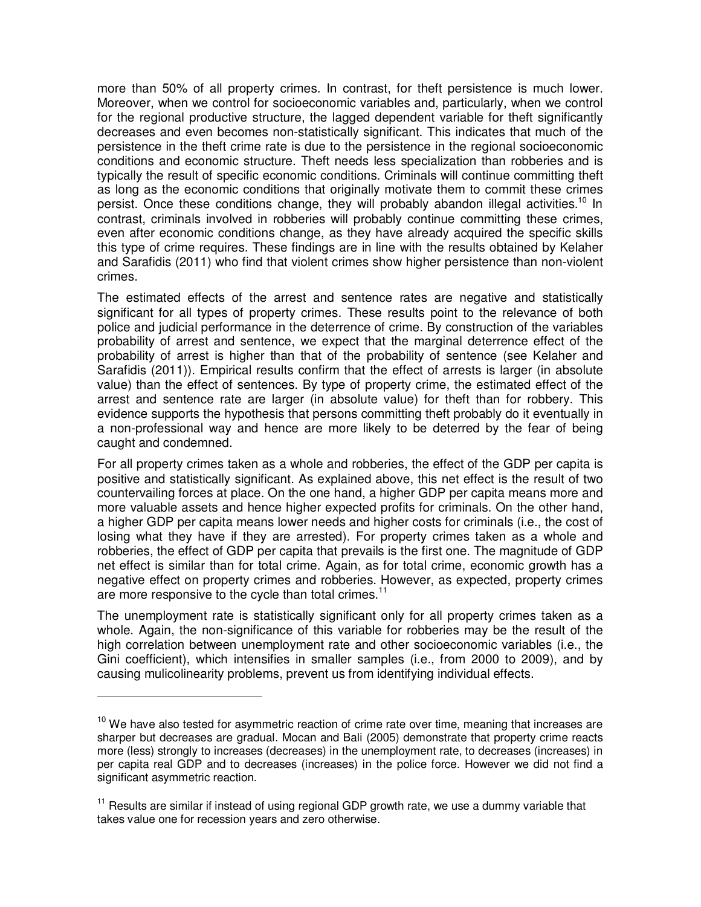more than 50% of all property crimes. In contrast, for theft persistence is much lower. Moreover, when we control for socioeconomic variables and, particularly, when we control for the regional productive structure, the lagged dependent variable for theft significantly decreases and even becomes non-statistically significant. This indicates that much of the persistence in the theft crime rate is due to the persistence in the regional socioeconomic conditions and economic structure. Theft needs less specialization than robberies and is typically the result of specific economic conditions. Criminals will continue committing theft as long as the economic conditions that originally motivate them to commit these crimes persist. Once these conditions change, they will probably abandon illegal activities.[10] In contrast, criminals involved in robberies will probably continue committing these crimes, even after economic conditions change, as they have already acquired the specific skills this type of crime requires. These findings are in line with the results obtained by Kelaher and Sarafidis (2011) who find that violent crimes show higher persistence than non-violent crimes.

The estimated effects of the arrest and sentence rates are negative and statistically significant for all types of property crimes. These results point to the relevance of both police and judicial performance in the deterrence of crime. By construction of the variables probability of arrest and sentence, we expect that the marginal deterrence effect of the probability of arrest is higher than that of the probability of sentence (see Kelaher and Sarafidis (2011)). Empirical results confirm that the effect of arrests is larger (in absolute value) than the effect of sentences. By type of property crime, the estimated effect of the arrest and sentence rate are larger (in absolute value) for theft than for robbery. This evidence supports the hypothesis that persons committing theft probably do it eventually in a non-professional way and hence are more likely to be deterred by the fear of being caught and condemned.

For all property crimes taken as a whole and robberies, the effect of the GDP per capita is positive and statistically significant. As explained above, this net effect is the result of two countervailing forces at place. On the one hand, a higher GDP per capita means more and more valuable assets and hence higher expected profits for criminals. On the other hand, a higher GDP per capita means lower needs and higher costs for criminals (i.e., the cost of losing what they have if they are arrested). For property crimes taken as a whole and robberies, the effect of GDP per capita that prevails is the first one. The magnitude of GDP net effect is similar than for total crime. Again, as for total crime, economic growth has a negative effect on property crimes and robberies. However, as expected, property crimes are more responsive to the cycle than total crimes.[11]

The unemployment rate is statistically significant only for all property crimes taken as a whole. Again, the non-significance of this variable for robberies may be the result of the high correlation between unemployment rate and other socioeconomic variables (i.e., the Gini coefficient), which intensifies in smaller samples (i.e., from 2000 to 2009), and by causing mulicolinearity problems, prevent us from identifying individual effects.

---

[10] We have also tested for asymmetric reaction of crime rate over time, meaning that increases are sharper but decreases are gradual. Mocan and Bali (2005) demonstrate that property crime reacts more (less) strongly to increases (decreases) in the unemployment rate, to decreases (increases) in per capita real GDP and to decreases (increases) in the police force. However we did not find a significant asymmetric reaction.

[11] Results are similar if instead of using regional GDP growth rate, we use a dummy variable that takes value one for recession years and zero otherwise.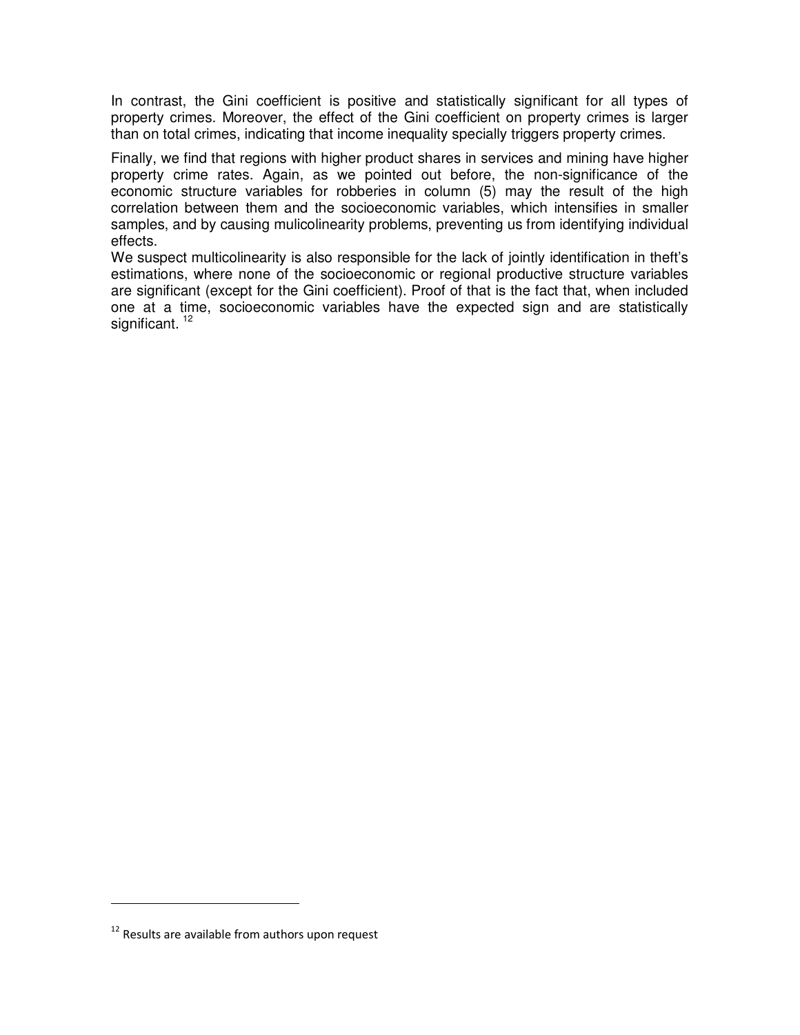In contrast, the Gini coefficient is positive and statistically significant for all types of property crimes. Moreover, the effect of the Gini coefficient on property crimes is larger than on total crimes, indicating that income inequality specially triggers property crimes.

Finally, we find that regions with higher product shares in services and mining have higher property crime rates. Again, as we pointed out before, the non-significance of the economic structure variables for robberies in column (5) may the result of the high correlation between them and the socioeconomic variables, which intensifies in smaller samples, and by causing mulicolinearity problems, preventing us from identifying individual effects.

We suspect multicolinearity is also responsible for the lack of jointly identification in theft's estimations, where none of the socioeconomic or regional productive structure variables are significant (except for the Gini coefficient). Proof of that is the fact that, when included one at a time, socioeconomic variables have the expected sign and are statistically significant. [12]

---

[12] Results are available from authors upon request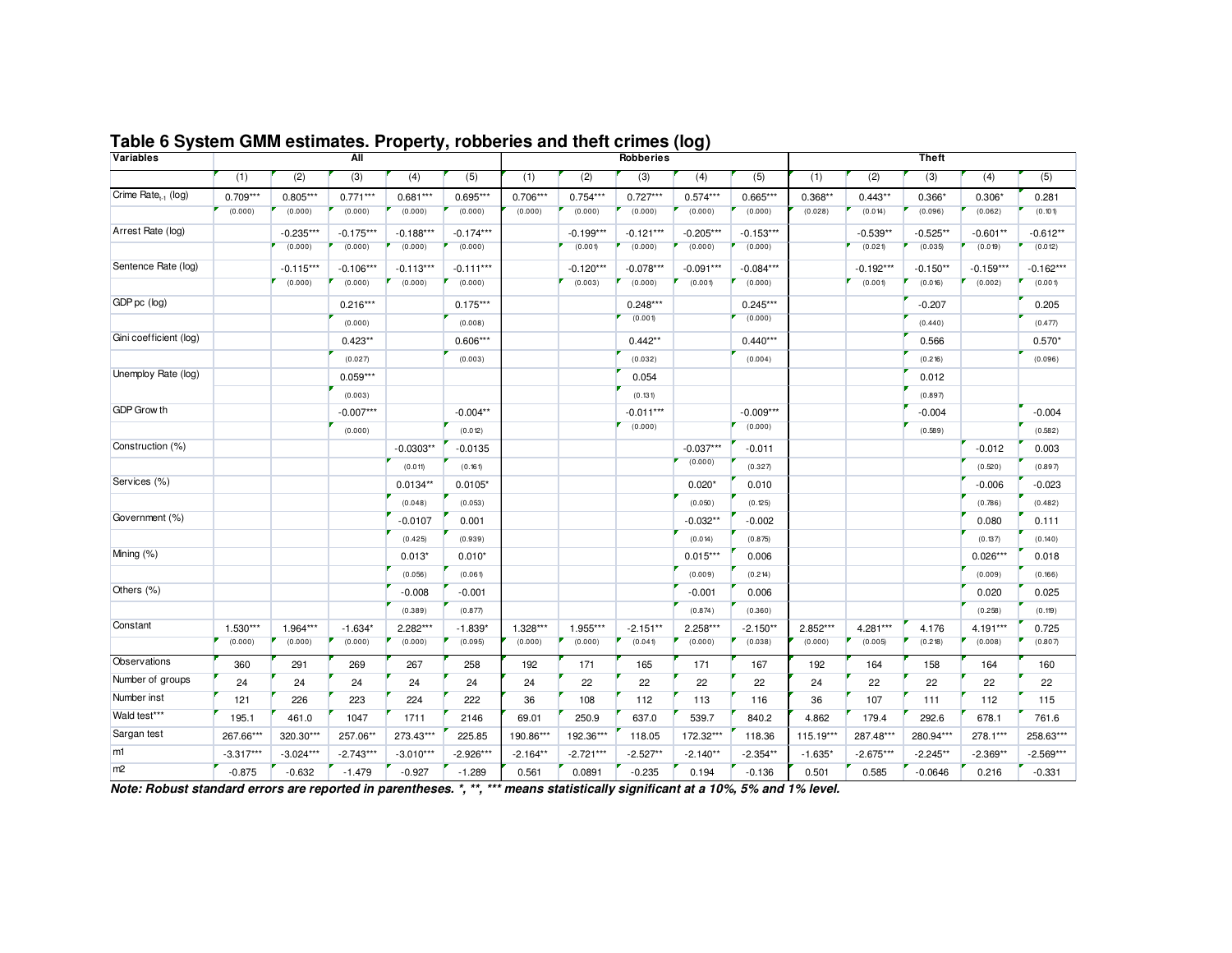## Table 6 System GMM estimates. Property, robberies and theft crimes (log)

| Variables | All | | | | | Robberies | | | | | Theft | | | | |
|---|---|---|---|---|---|---|---|---|---|---|---|---|---|---|---|
| | (1) | (2) | (3) | (4) | (5) | (1) | (2) | (3) | (4) | (5) | (1) | (2) | (3) | (4) | (5) |
| Crime Rate$_{t-1}$ (log) | 0.709*** | 0.805*** | 0.771*** | 0.681*** | 0.695*** | 0.706*** | 0.754*** | 0.727*** | 0.574*** | 0.665*** | 0.368** | 0.443** | 0.366* | 0.306* | 0.281 |
| | (0.000) | (0.000) | (0.000) | (0.000) | (0.000) | (0.000) | (0.000) | (0.000) | (0.000) | (0.000) | (0.028) | (0.014) | (0.096) | (0.062) | (0.101) |
| Arrest Rate (log) | | -0.235*** | -0.175*** | -0.188*** | -0.174*** | | -0.199*** | -0.121*** | -0.205*** | -0.153*** | | -0.539** | -0.525** | -0.601** | -0.612** |
| | | (0.000) | (0.000) | (0.000) | (0.000) | | (0.001) | (0.000) | (0.000) | (0.000) | | (0.021) | (0.035) | (0.019) | (0.012) |
| Sentence Rate (log) | | -0.115*** | -0.106*** | -0.113*** | -0.111*** | | -0.120*** | -0.078*** | -0.091*** | -0.084*** | | -0.192*** | -0.150** | -0.159*** | -0.162*** |
| | | (0.000) | (0.000) | (0.000) | (0.000) | | (0.003) | (0.000) | (0.001) | (0.000) | | (0.001) | (0.016) | (0.002) | (0.001) |
| GDP pc (log) | | | 0.216*** | | 0.175*** | | | 0.248*** | | 0.245*** | | | -0.207 | | 0.205 |
| | | | (0.000) | | (0.008) | | | (0.001) | | (0.000) | | | (0.440) | | (0.477) |
| Gini coefficient (log) | | | 0.423** | | 0.606*** | | | 0.442** | | 0.440*** | | | 0.566 | | 0.570* |
| | | | (0.027) | | (0.003) | | | (0.032) | | (0.004) | | | (0.216) | | (0.096) |
| Unemploy Rate (log) | | | 0.059*** | | | | | 0.054 | | | | | 0.012 | | |
| | | | (0.003) | | | | | (0.131) | | | | | (0.897) | | |
| GDP Growth | | | -0.007*** | | -0.004** | | | -0.011*** | | -0.009*** | | | -0.004 | | -0.004 |
| | | | (0.000) | | (0.012) | | | (0.000) | | (0.000) | | | (0.589) | | (0.582) |
| Construction (%) | | | | -0.0303** | -0.0135 | | | | -0.037*** | -0.011 | | | | -0.012 | 0.003 |
| | | | | (0.011) | (0.161) | | | | (0.000) | (0.327) | | | | (0.520) | (0.897) |
| Services (%) | | | | 0.0134** | 0.0105* | | | | 0.020* | 0.010 | | | | -0.006 | -0.023 |
| | | | | (0.048) | (0.053) | | | | (0.050) | (0.125) | | | | (0.786) | (0.482) |
| Government (%) | | | | -0.0107 | 0.001 | | | | -0.032** | -0.002 | | | | 0.080 | 0.111 |
| | | | | (0.425) | (0.939) | | | | (0.014) | (0.875) | | | | (0.137) | (0.140) |
| Mining (%) | | | | 0.013* | 0.010* | | | | 0.015*** | 0.006 | | | | 0.026*** | 0.018 |
| | | | | (0.056) | (0.061) | | | | (0.009) | (0.214) | | | | (0.009) | (0.166) |
| Others (%) | | | | -0.008 | -0.001 | | | | -0.001 | 0.006 | | | | 0.020 | 0.025 |
| | | | | (0.389) | (0.877) | | | | (0.874) | (0.360) | | | | (0.258) | (0.119) |
| Constant | 1.530*** | 1.964*** | -1.634* | 2.282*** | -1.839* | 1.328*** | 1.955*** | -2.151** | 2.258*** | -2.150** | 2.852*** | 4.281*** | 4.176 | 4.191*** | 0.725 |
| | (0.000) | (0.000) | (0.000) | (0.000) | (0.095) | (0.000) | (0.000) | (0.041) | (0.000) | (0.038) | (0.000) | (0.005) | (0.218) | (0.008) | (0.807) |
| Observations | 360 | 291 | 269 | 267 | 258 | 192 | 171 | 165 | 171 | 167 | 192 | 164 | 158 | 164 | 160 |
| Number of groups | 24 | 24 | 24 | 24 | 24 | 24 | 22 | 22 | 22 | 22 | 24 | 22 | 22 | 22 | 22 |
| Number inst | 121 | 226 | 223 | 224 | 222 | 36 | 108 | 112 | 113 | 116 | 36 | 107 | 111 | 112 | 115 |
| Wald test*** | 195.1 | 461.0 | 1047 | 1711 | 2146 | 69.01 | 250.9 | 637.0 | 539.7 | 840.2 | 4.862 | 179.4 | 292.6 | 678.1 | 761.6 |
| Sargan test | 267.66*** | 320.30*** | 257.06** | 273.43*** | 225.85 | 190.86*** | 192.36*** | 118.05 | 172.32*** | 118.36 | 115.19*** | 287.48*** | 280.94*** | 278.1*** | 258.63*** |
| m1 | -3.317*** | -3.024*** | -2.743*** | -3.010*** | -2.926*** | -2.164** | -2.721*** | -2.527** | -2.140** | -2.354** | -1.635* | -2.675*** | -2.245** | -2.369** | -2.569*** |
| m2 | -0.875 | -0.632 | -1.479 | -0.927 | -1.289 | 0.561 | 0.0891 | -0.235 | 0.194 | -0.136 | 0.501 | 0.585 | -0.0646 | 0.216 | -0.331 |

***Note: Robust standard errors are reported in parentheses. *, **, *** means statistically significant at a 10%, 5% and 1% level.***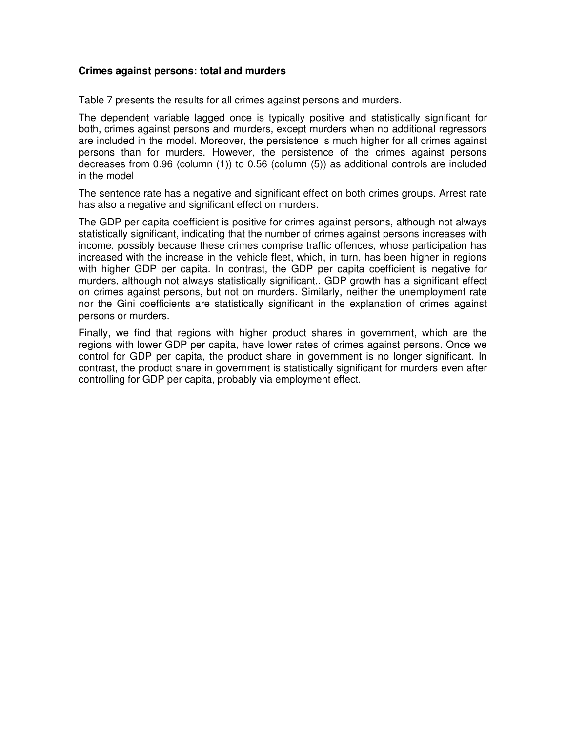**Crimes against persons: total and murders**

Table 7 presents the results for all crimes against persons and murders.

The dependent variable lagged once is typically positive and statistically significant for both, crimes against persons and murders, except murders when no additional regressors are included in the model. Moreover, the persistence is much higher for all crimes against persons than for murders. However, the persistence of the crimes against persons decreases from 0.96 (column (1)) to 0.56 (column (5)) as additional controls are included in the model

The sentence rate has a negative and significant effect on both crimes groups. Arrest rate has also a negative and significant effect on murders.

The GDP per capita coefficient is positive for crimes against persons, although not always statistically significant, indicating that the number of crimes against persons increases with income, possibly because these crimes comprise traffic offences, whose participation has increased with the increase in the vehicle fleet, which, in turn, has been higher in regions with higher GDP per capita. In contrast, the GDP per capita coefficient is negative for murders, although not always statistically significant,. GDP growth has a significant effect on crimes against persons, but not on murders. Similarly, neither the unemployment rate nor the Gini coefficients are statistically significant in the explanation of crimes against persons or murders.

Finally, we find that regions with higher product shares in government, which are the regions with lower GDP per capita, have lower rates of crimes against persons. Once we control for GDP per capita, the product share in government is no longer significant. In contrast, the product share in government is statistically significant for murders even after controlling for GDP per capita, probably via employment effect.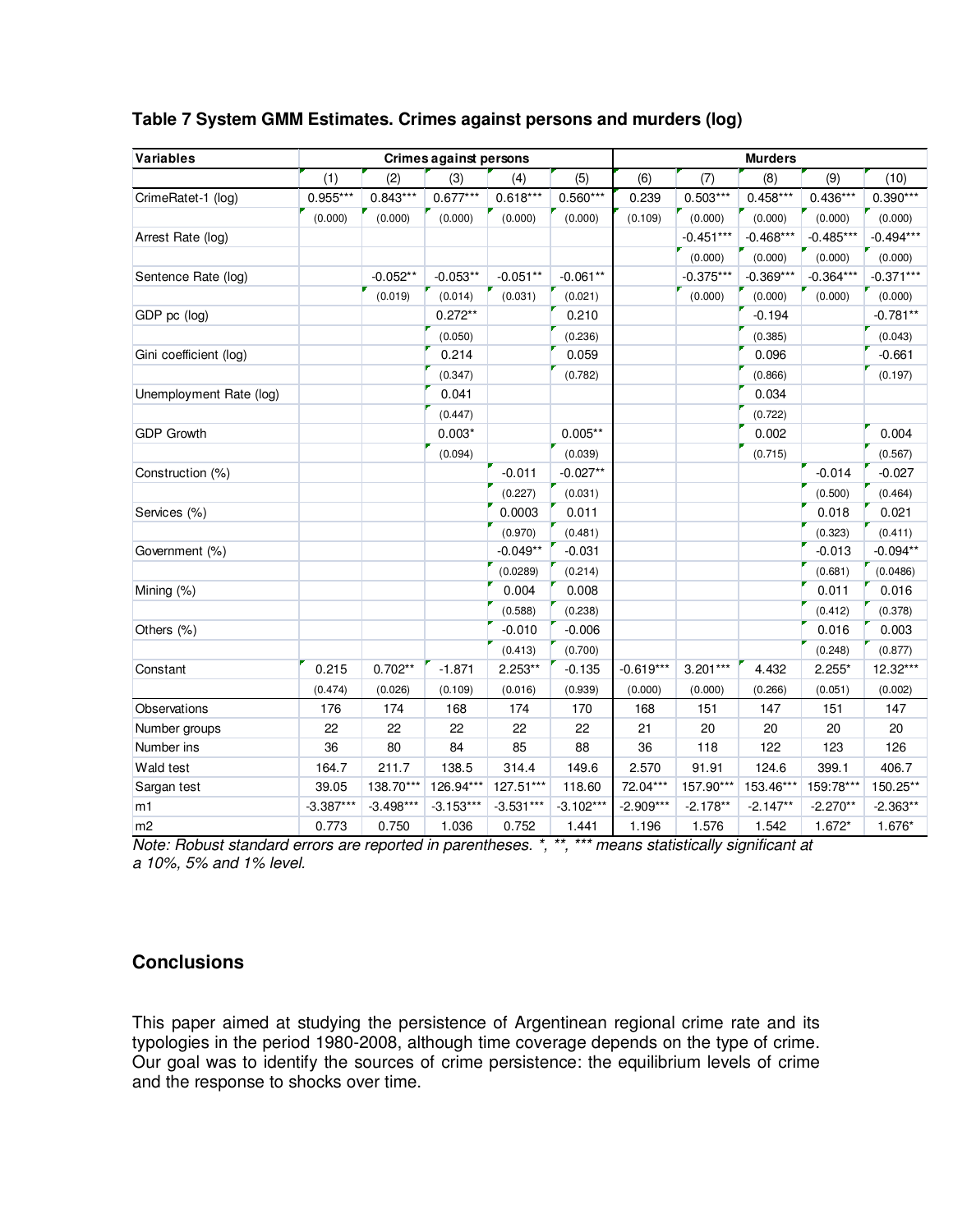**Table 7 System GMM Estimates. Crimes against persons and murders (log)**

| Variables | Crimes against persons | | | | | Murders | | | | |
|---|---|---|---|---|---|---|---|---|---|---|
| | (1) | (2) | (3) | (4) | (5) | (6) | (7) | (8) | (9) | (10) |
| CrimeRatet-1 (log) | 0.955*** | 0.843*** | 0.677*** | 0.618*** | 0.560*** | 0.239 | 0.503*** | 0.458*** | 0.436*** | 0.390*** |
| | (0.000) | (0.000) | (0.000) | (0.000) | (0.000) | (0.109) | (0.000) | (0.000) | (0.000) | (0.000) |
| Arrest Rate (log) | | | | | | | -0.451*** | -0.468*** | -0.485*** | -0.494*** |
| | | | | | | | (0.000) | (0.000) | (0.000) | (0.000) |
| Sentence Rate (log) | | -0.052** | -0.053** | -0.051** | -0.061** | | -0.375*** | -0.369*** | -0.364*** | -0.371*** |
| | | (0.019) | (0.014) | (0.031) | (0.021) | | (0.000) | (0.000) | (0.000) | (0.000) |
| GDP pc (log) | | | 0.272** | | 0.210 | | | -0.194 | | -0.781** |
| | | | (0.050) | | (0.236) | | | (0.385) | | (0.043) |
| Gini coefficient (log) | | | 0.214 | | 0.059 | | | 0.096 | | -0.661 |
| | | | (0.347) | | (0.782) | | | (0.866) | | (0.197) |
| Unemployment Rate (log) | | | 0.041 | | | | | 0.034 | | |
| | | | (0.447) | | | | | (0.722) | | |
| GDP Growth | | | 0.003* | | 0.005** | | | 0.002 | | 0.004 |
| | | | (0.094) | | (0.039) | | | (0.715) | | (0.567) |
| Construction (%) | | | | -0.011 | -0.027** | | | | -0.014 | -0.027 |
| | | | | (0.227) | (0.031) | | | | (0.500) | (0.464) |
| Services (%) | | | | 0.0003 | 0.011 | | | | 0.018 | 0.021 |
| | | | | (0.970) | (0.481) | | | | (0.323) | (0.411) |
| Government (%) | | | | -0.049** | -0.031 | | | | -0.013 | -0.094** |
| | | | | (0.0289) | (0.214) | | | | (0.681) | (0.0486) |
| Mining (%) | | | | 0.004 | 0.008 | | | | 0.011 | 0.016 |
| | | | | (0.588) | (0.238) | | | | (0.412) | (0.378) |
| Others (%) | | | | -0.010 | -0.006 | | | | 0.016 | 0.003 |
| | | | | (0.413) | (0.700) | | | | (0.248) | (0.877) |
| Constant | 0.215 | 0.702** | -1.871 | 2.253** | -0.135 | -0.619*** | 3.201*** | 4.432 | 2.255* | 12.32*** |
| | (0.474) | (0.026) | (0.109) | (0.016) | (0.939) | (0.000) | (0.000) | (0.266) | (0.051) | (0.002) |
| Observations | 176 | 174 | 168 | 174 | 170 | 168 | 151 | 147 | 151 | 147 |
| Number groups | 22 | 22 | 22 | 22 | 22 | 21 | 20 | 20 | 20 | 20 |
| Number ins | 36 | 80 | 84 | 85 | 88 | 36 | 118 | 122 | 123 | 126 |
| Wald test | 164.7 | 211.7 | 138.5 | 314.4 | 149.6 | 2.570 | 91.91 | 124.6 | 399.1 | 406.7 |
| Sargan test | 39.05 | 138.70*** | 126.94*** | 127.51*** | 118.60 | 72.04*** | 157.90*** | 153.46*** | 159:78*** | 150.25** |
| m1 | -3.387*** | -3.498*** | -3.153*** | -3.531*** | -3.102*** | -2.909*** | -2.178** | -2.147** | -2.270** | -2.363** |
| m2 | 0.773 | 0.750 | 1.036 | 0.752 | 1.441 | 1.196 | 1.576 | 1.542 | 1.672* | 1.676* |

*Note: Robust standard errors are reported in parentheses. *, **, *** means statistically significant at a 10%, 5% and 1% level.*

## Conclusions

This paper aimed at studying the persistence of Argentinean regional crime rate and its typologies in the period 1980-2008, although time coverage depends on the type of crime. Our goal was to identify the sources of crime persistence: the equilibrium levels of crime and the response to shocks over time.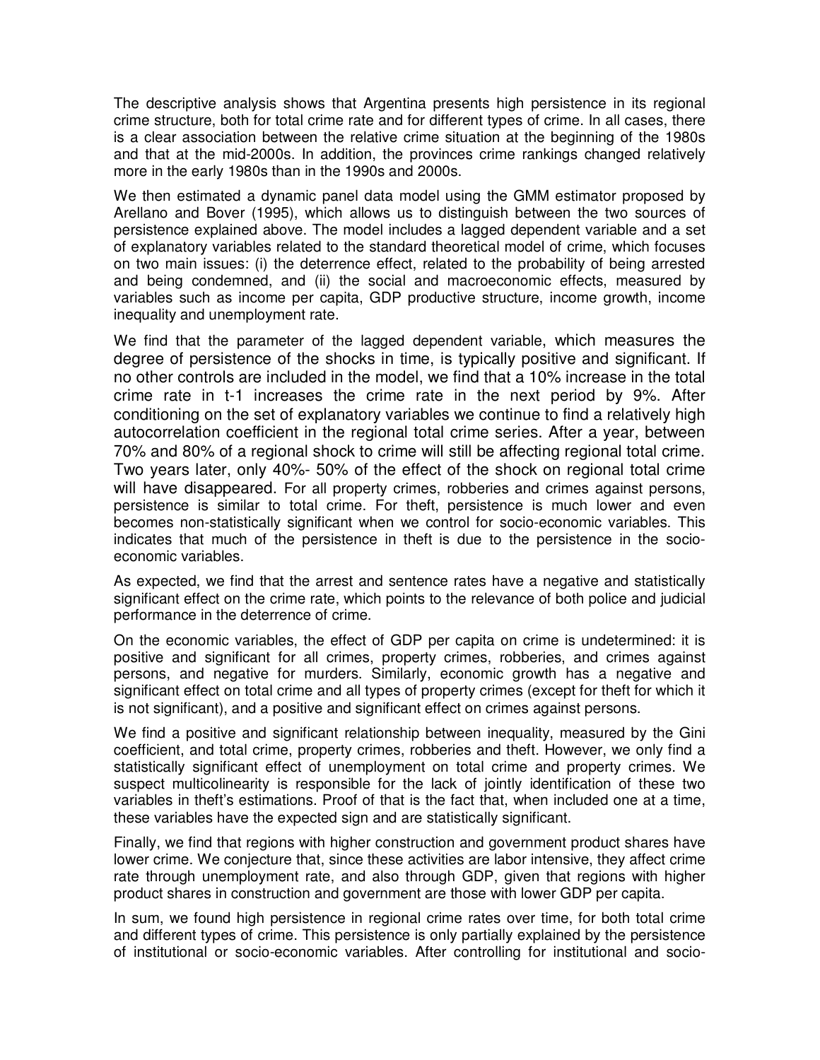The descriptive analysis shows that Argentina presents high persistence in its regional crime structure, both for total crime rate and for different types of crime. In all cases, there is a clear association between the relative crime situation at the beginning of the 1980s and that at the mid-2000s. In addition, the provinces crime rankings changed relatively more in the early 1980s than in the 1990s and 2000s.

We then estimated a dynamic panel data model using the GMM estimator proposed by Arellano and Bover (1995), which allows us to distinguish between the two sources of persistence explained above. The model includes a lagged dependent variable and a set of explanatory variables related to the standard theoretical model of crime, which focuses on two main issues: (i) the deterrence effect, related to the probability of being arrested and being condemned, and (ii) the social and macroeconomic effects, measured by variables such as income per capita, GDP productive structure, income growth, income inequality and unemployment rate.

We find that the parameter of the lagged dependent variable, which measures the degree of persistence of the shocks in time, is typically positive and significant. If no other controls are included in the model, we find that a 10% increase in the total crime rate in t-1 increases the crime rate in the next period by 9%. After conditioning on the set of explanatory variables we continue to find a relatively high autocorrelation coefficient in the regional total crime series. After a year, between 70% and 80% of a regional shock to crime will still be affecting regional total crime. Two years later, only 40%- 50% of the effect of the shock on regional total crime will have disappeared. For all property crimes, robberies and crimes against persons, persistence is similar to total crime. For theft, persistence is much lower and even becomes non-statistically significant when we control for socio-economic variables. This indicates that much of the persistence in theft is due to the persistence in the socio-economic variables.

As expected, we find that the arrest and sentence rates have a negative and statistically significant effect on the crime rate, which points to the relevance of both police and judicial performance in the deterrence of crime.

On the economic variables, the effect of GDP per capita on crime is undetermined: it is positive and significant for all crimes, property crimes, robberies, and crimes against persons, and negative for murders. Similarly, economic growth has a negative and significant effect on total crime and all types of property crimes (except for theft for which it is not significant), and a positive and significant effect on crimes against persons.

We find a positive and significant relationship between inequality, measured by the Gini coefficient, and total crime, property crimes, robberies and theft. However, we only find a statistically significant effect of unemployment on total crime and property crimes. We suspect multicolinearity is responsible for the lack of jointly identification of these two variables in theft's estimations. Proof of that is the fact that, when included one at a time, these variables have the expected sign and are statistically significant.

Finally, we find that regions with higher construction and government product shares have lower crime. We conjecture that, since these activities are labor intensive, they affect crime rate through unemployment rate, and also through GDP, given that regions with higher product shares in construction and government are those with lower GDP per capita.

In sum, we found high persistence in regional crime rates over time, for both total crime and different types of crime. This persistence is only partially explained by the persistence of institutional or socio-economic variables. After controlling for institutional and socio-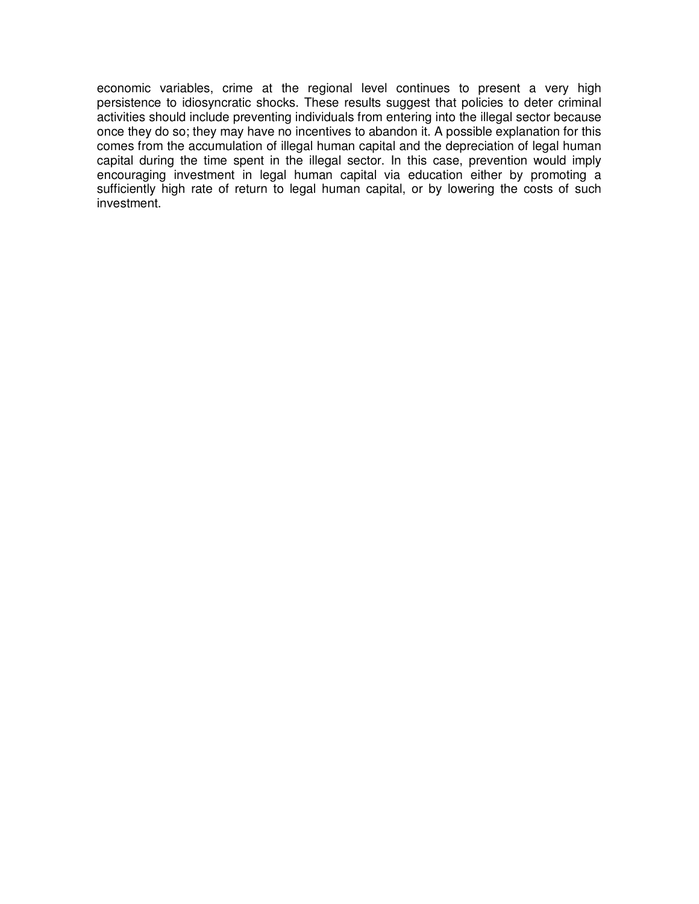economic variables, crime at the regional level continues to present a very high persistence to idiosyncratic shocks. These results suggest that policies to deter criminal activities should include preventing individuals from entering into the illegal sector because once they do so; they may have no incentives to abandon it. A possible explanation for this comes from the accumulation of illegal human capital and the depreciation of legal human capital during the time spent in the illegal sector. In this case, prevention would imply encouraging investment in legal human capital via education either by promoting a sufficiently high rate of return to legal human capital, or by lowering the costs of such investment.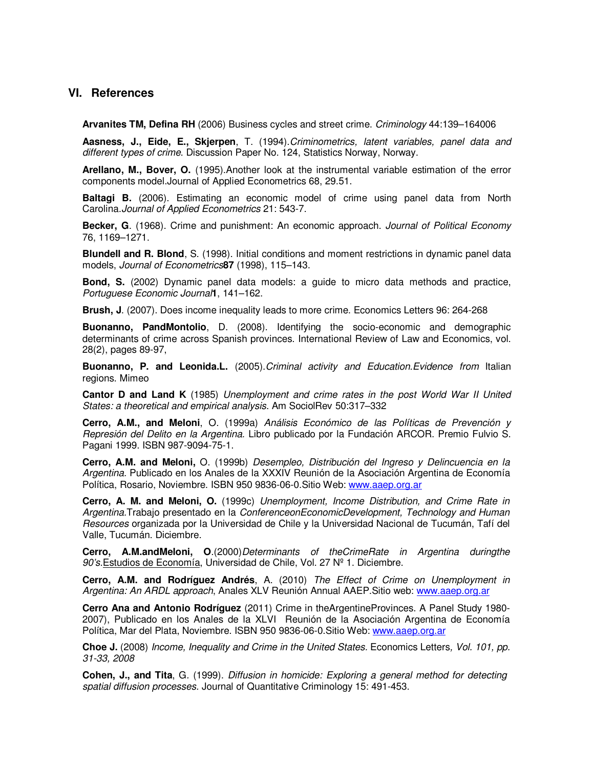## VI. References

**Arvanites TM, Defina RH** (2006) Business cycles and street crime. *Criminology* 44:139–164006

**Aasness, J., Eide, E., Skjerpen**, T. (1994).*Criminometrics, latent variables, panel data and different types of crime*. Discussion Paper No. 124, Statistics Norway, Norway.

**Arellano, M., Bover, O.** (1995).Another look at the instrumental variable estimation of the error components model.Journal of Applied Econometrics 68, 29.51.

**Baltagi B.** (2006). Estimating an economic model of crime using panel data from North Carolina.*Journal of Applied Econometrics* 21: 543-7.

**Becker, G**. (1968). Crime and punishment: An economic approach. *Journal of Political Economy* 76, 1169–1271.

**Blundell and R. Blond**, S. (1998). Initial conditions and moment restrictions in dynamic panel data models, *Journal of Econometrics***87** (1998), 115–143.

**Bond, S.** (2002) Dynamic panel data models: a guide to micro data methods and practice, *Portuguese Economic Journal***1**, 141–162.

**Brush, J**. (2007). Does income inequality leads to more crime. Economics Letters 96: 264-268

**Buonanno, PandMontolio**, D. (2008). Identifying the socio-economic and demographic determinants of crime across Spanish provinces. International Review of Law and Economics, vol. 28(2), pages 89-97,

**Buonanno, P. and Leonida.L.** (2005).*Criminal activity and Education.Evidence from* Italian regions. Mimeo

**Cantor D and Land K** (1985) *Unemployment and crime rates in the post World War II United States: a theoretical and empirical analysis*. Am SociolRev 50:317–332

**Cerro, A.M., and Meloni**, O. (1999a) *Análisis Económico de las Políticas de Prevención y Represión del Delito en la Argentina.* Libro publicado por la Fundación ARCOR. Premio Fulvio S. Pagani 1999. ISBN 987-9094-75-1.

**Cerro, A.M. and Meloni,** O. (1999b) *Desempleo, Distribución del Ingreso y Delincuencia en la Argentina.* Publicado en los Anales de la XXXIV Reunión de la Asociación Argentina de Economía Política, Rosario, Noviembre. ISBN 950 9836-06-0.Sitio Web: www.aaep.org.ar

**Cerro, A. M. and Meloni, O.** (1999c) *Unemployment, Income Distribution, and Crime Rate in Argentina.*Trabajo presentado en la *ConferenceonEconomicDevelopment, Technology and Human Resources* organizada por la Universidad de Chile y la Universidad Nacional de Tucumán, Tafí del Valle, Tucumán. Diciembre.

**Cerro, A.M.andMeloni, O**.(2000)*Determinants of theCrimeRate in Argentina duringthe 90's.*Estudios de Economía, Universidad de Chile, Vol. 27 Nº 1. Diciembre.

**Cerro, A.M. and Rodríguez Andrés**, A. (2010) *The Effect of Crime on Unemployment in Argentina: An ARDL approach*, Anales XLV Reunión Annual AAEP.Sitio web: www.aaep.org.ar

**Cerro Ana and Antonio Rodríguez** (2011) Crime in theArgentineProvinces. A Panel Study 1980-2007), Publicado en los Anales de la XLVI Reunión de la Asociación Argentina de Economía Política, Mar del Plata, Noviembre. ISBN 950 9836-06-0.Sitio Web: www.aaep.org.ar

**Choe J.** (2008) *Income, Inequality and Crime in the United States.* Economics Letters*, Vol. 101, pp. 31-33, 2008*

**Cohen, J., and Tita**, G. (1999). *Diffusion in homicide: Exploring a general method for detecting spatial diffusion processes*. Journal of Quantitative Criminology 15: 491-453.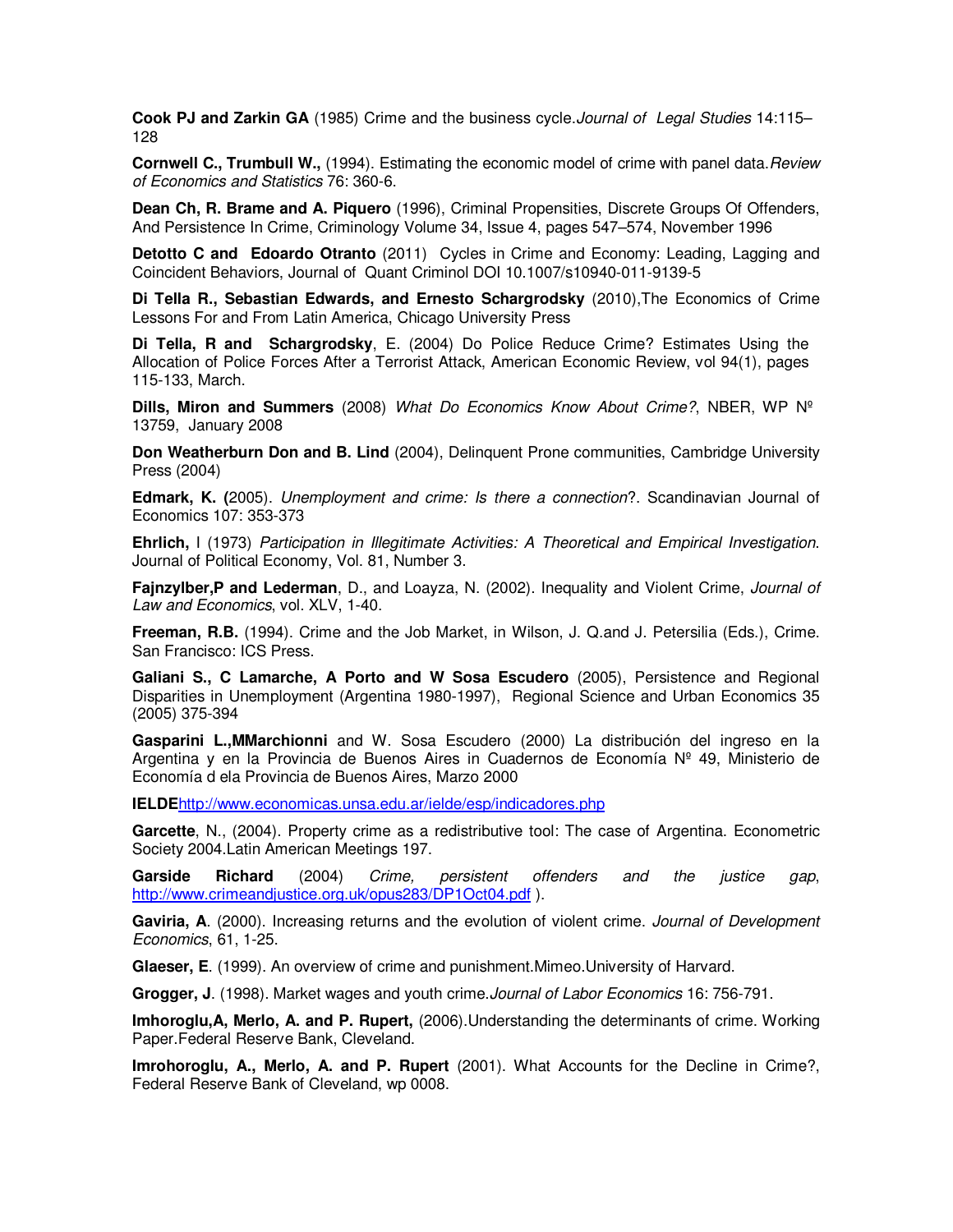**Cook PJ and Zarkin GA** (1985) Crime and the business cycle.*Journal of Legal Studies* 14:115–128

**Cornwell C., Trumbull W.,** (1994). Estimating the economic model of crime with panel data.*Review of Economics and Statistics* 76: 360-6.

**Dean Ch, R. Brame and A. Piquero** (1996), Criminal Propensities, Discrete Groups Of Offenders, And Persistence In Crime, Criminology Volume 34, Issue 4, pages 547–574, November 1996

**Detotto C and Edoardo Otranto** (2011) Cycles in Crime and Economy: Leading, Lagging and Coincident Behaviors, Journal of Quant Criminol DOI 10.1007/s10940-011-9139-5

**Di Tella R., Sebastian Edwards, and Ernesto Schargrodsky** (2010),The Economics of Crime Lessons For and From Latin America, Chicago University Press

**Di Tella, R and Schargrodsky**, E. (2004) Do Police Reduce Crime? Estimates Using the Allocation of Police Forces After a Terrorist Attack, American Economic Review, vol 94(1), pages 115-133, March.

**Dills, Miron and Summers** (2008) *What Do Economics Know About Crime?*, NBER, WP Nº 13759, January 2008

**Don Weatherburn Don and B. Lind** (2004), Delinquent Prone communities, Cambridge University Press (2004)

**Edmark, K. (**2005). *Unemployment and crime: Is there a connection*?. Scandinavian Journal of Economics 107: 353-373

**Ehrlich,** I (1973) *Participation in Illegitimate Activities: A Theoretical and Empirical Investigation*. Journal of Political Economy, Vol. 81, Number 3.

**Fajnzylber,P and Lederman**, D., and Loayza, N. (2002). Inequality and Violent Crime, *Journal of Law and Economics*, vol. XLV, 1-40.

**Freeman, R.B.** (1994). Crime and the Job Market, in Wilson, J. Q.and J. Petersilia (Eds.), Crime. San Francisco: ICS Press.

**Galiani S., C Lamarche, A Porto and W Sosa Escudero** (2005), Persistence and Regional Disparities in Unemployment (Argentina 1980-1997), Regional Science and Urban Economics 35 (2005) 375-394

**Gasparini L.,MMarchionni** and W. Sosa Escudero (2000) La distribución del ingreso en la Argentina y en la Provincia de Buenos Aires in Cuadernos de Economía Nº 49, Ministerio de Economía d ela Provincia de Buenos Aires, Marzo 2000

**IELDE**http://www.economicas.unsa.edu.ar/ielde/esp/indicadores.php

**Garcette**, N., (2004). Property crime as a redistributive tool: The case of Argentina. Econometric Society 2004.Latin American Meetings 197.

**Garside Richard** (2004) *Crime, persistent offenders and the justice gap*, http://www.crimeandjustice.org.uk/opus283/DP1Oct04.pdf ).

**Gaviria, A**. (2000). Increasing returns and the evolution of violent crime. *Journal of Development Economics*, 61, 1-25.

**Glaeser, E**. (1999). An overview of crime and punishment.Mimeo.University of Harvard.

**Grogger, J**. (1998). Market wages and youth crime.*Journal of Labor Economics* 16: 756-791.

**Imhoroglu,A, Merlo, A. and P. Rupert,** (2006).Understanding the determinants of crime. Working Paper.Federal Reserve Bank, Cleveland.

**Imrohoroglu, A., Merlo, A. and P. Rupert** (2001). What Accounts for the Decline in Crime?, Federal Reserve Bank of Cleveland, wp 0008.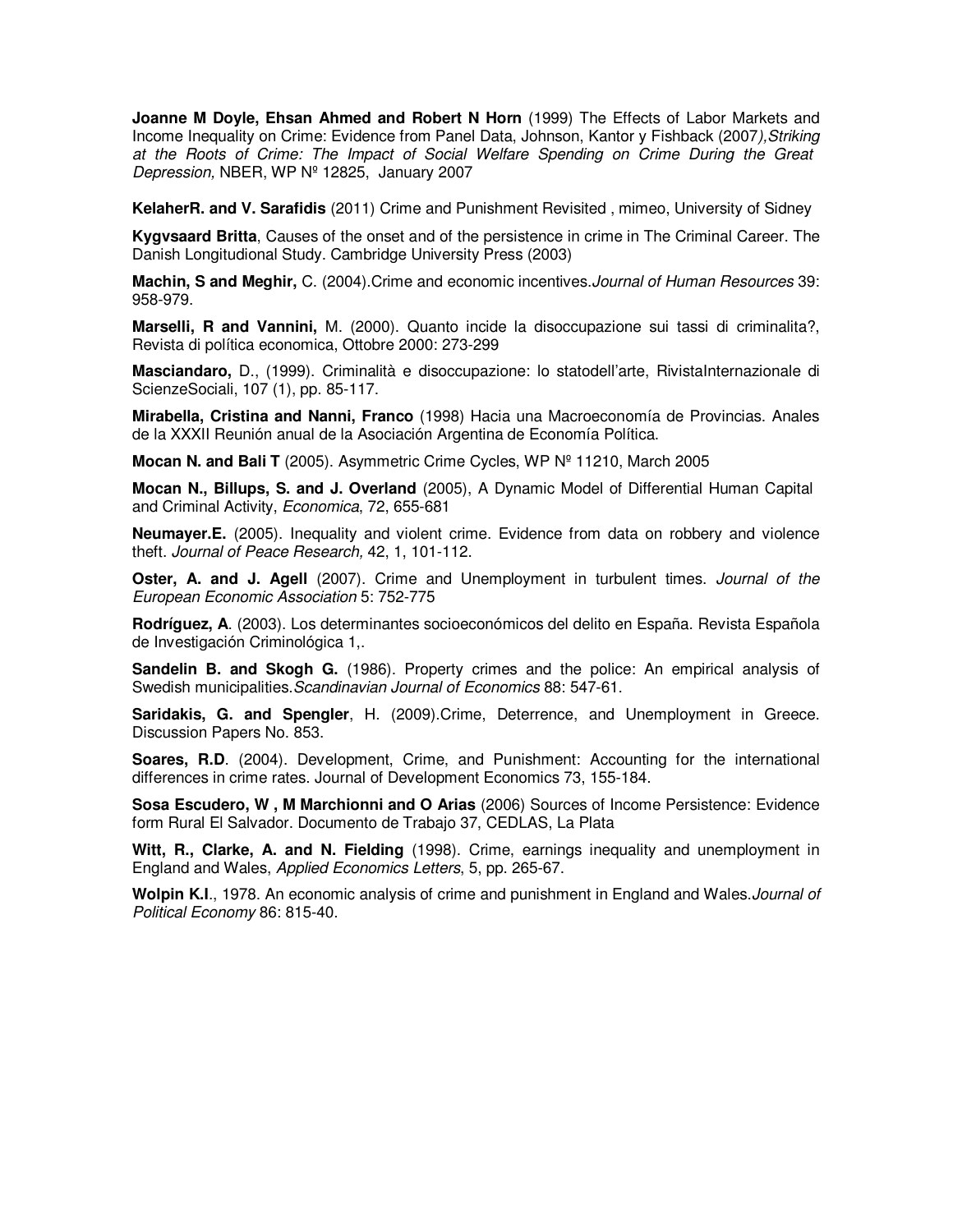**Joanne M Doyle, Ehsan Ahmed and Robert N Horn** (1999) The Effects of Labor Markets and Income Inequality on Crime: Evidence from Panel Data, Johnson, Kantor y Fishback (2007*),Striking at the Roots of Crime: The Impact of Social Welfare Spending on Crime During the Great Depression,* NBER, WP Nº 12825, January 2007

**KelaherR. and V. Sarafidis** (2011) Crime and Punishment Revisited , mimeo, University of Sidney

**Kygvsaard Britta**, Causes of the onset and of the persistence in crime in The Criminal Career. The Danish Longitudional Study. Cambridge University Press (2003)

**Machin, S and Meghir,** C. (2004).Crime and economic incentives.*Journal of Human Resources* 39: 958-979.

**Marselli, R and Vannini,** M. (2000). Quanto incide la disoccupazione sui tassi di criminalita?, Revista di política economica, Ottobre 2000: 273-299

**Masciandaro,** D., (1999). Criminalità e disoccupazione: lo statodell'arte, RivistaInternazionale di ScienzeSociali, 107 (1), pp. 85-117.

**Mirabella, Cristina and Nanni, Franco** (1998) Hacia una Macroeconomía de Provincias. Anales de la XXXII Reunión anual de la Asociación Argentina de Economía Política.

**Mocan N. and Bali T** (2005). Asymmetric Crime Cycles, WP Nº 11210, March 2005

**Mocan N., Billups, S. and J. Overland** (2005), A Dynamic Model of Differential Human Capital and Criminal Activity, *Economica*, 72, 655-681

**Neumayer.E.** (2005). Inequality and violent crime. Evidence from data on robbery and violence theft. *Journal of Peace Research,* 42, 1, 101-112.

**Oster, A. and J. Agell** (2007). Crime and Unemployment in turbulent times. *Journal of the European Economic Association* 5: 752-775

**Rodríguez, A**. (2003). Los determinantes socioeconómicos del delito en España. Revista Española de Investigación Criminológica 1,.

**Sandelin B. and Skogh G.** (1986). Property crimes and the police: An empirical analysis of Swedish municipalities.*Scandinavian Journal of Economics* 88: 547-61.

**Saridakis, G. and Spengler**, H. (2009).Crime, Deterrence, and Unemployment in Greece. Discussion Papers No. 853.

**Soares, R.D**. (2004). Development, Crime, and Punishment: Accounting for the international differences in crime rates. Journal of Development Economics 73, 155-184.

**Sosa Escudero, W , M Marchionni and O Arias** (2006) Sources of Income Persistence: Evidence form Rural El Salvador. Documento de Trabajo 37, CEDLAS, La Plata

**Witt, R., Clarke, A. and N. Fielding** (1998). Crime, earnings inequality and unemployment in England and Wales, *Applied Economics Letters*, 5, pp. 265-67.

**Wolpin K.I**., 1978. An economic analysis of crime and punishment in England and Wales.*Journal of Political Economy* 86: 815-40.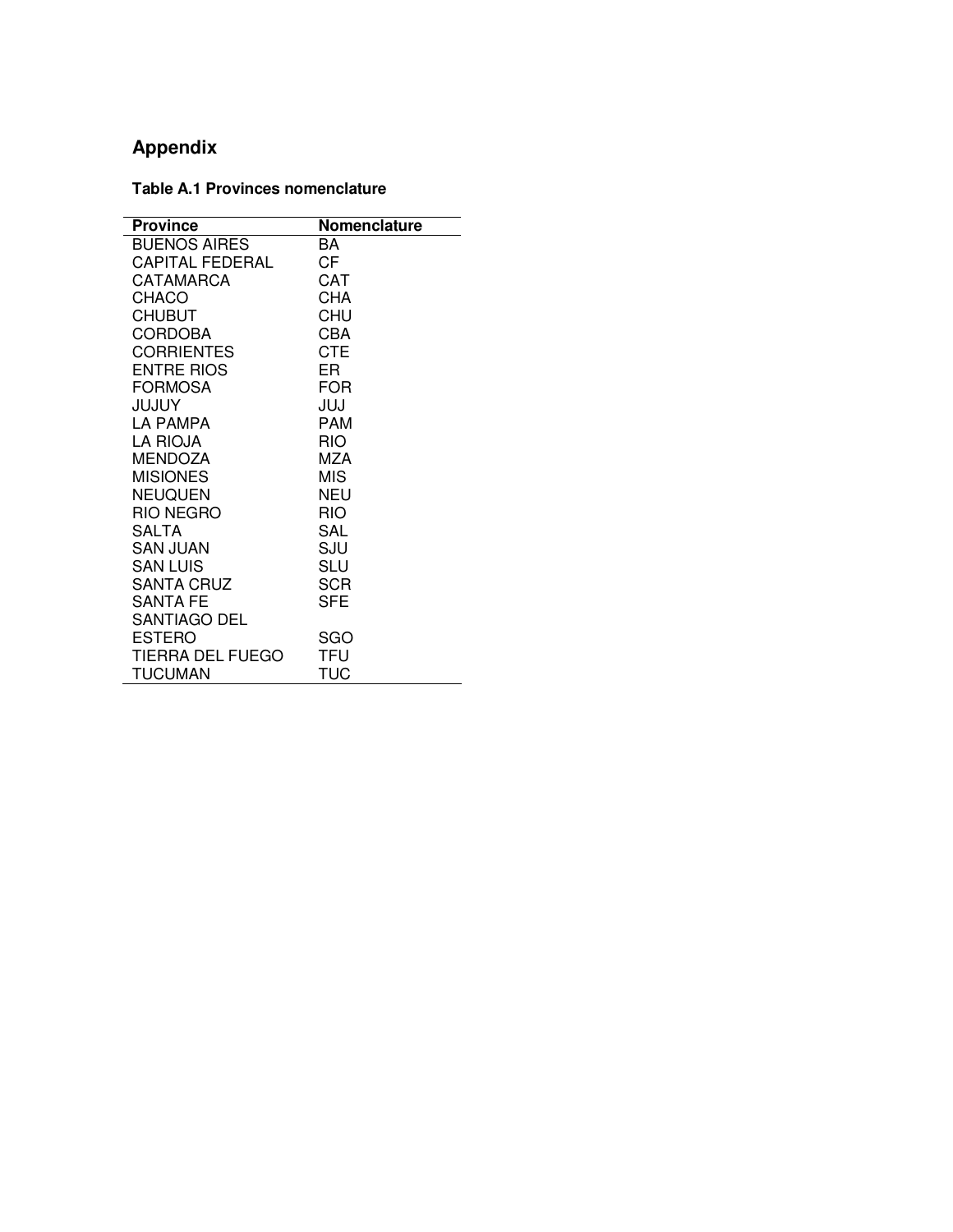# Appendix

**Table A.1 Provinces nomenclature**

| Province | Nomenclature |
|---|---|
| BUENOS AIRES | BA |
| CAPITAL FEDERAL | CF |
| CATAMARCA | CAT |
| CHACO | CHA |
| CHUBUT | CHU |
| CORDOBA | CBA |
| CORRIENTES | CTE |
| ENTRE RIOS | ER |
| FORMOSA | FOR |
| JUJUY | JUJ |
| LA PAMPA | PAM |
| LA RIOJA | RIO |
| MENDOZA | MZA |
| MISIONES | MIS |
| NEUQUEN | NEU |
| RIO NEGRO | RIO |
| SALTA | SAL |
| SAN JUAN | SJU |
| SAN LUIS | SLU |
| SANTA CRUZ | SCR |
| SANTA FE | SFE |
| SANTIAGO DEL ESTERO | SGO |
| TIERRA DEL FUEGO | TFU |
| TUCUMAN | TUC |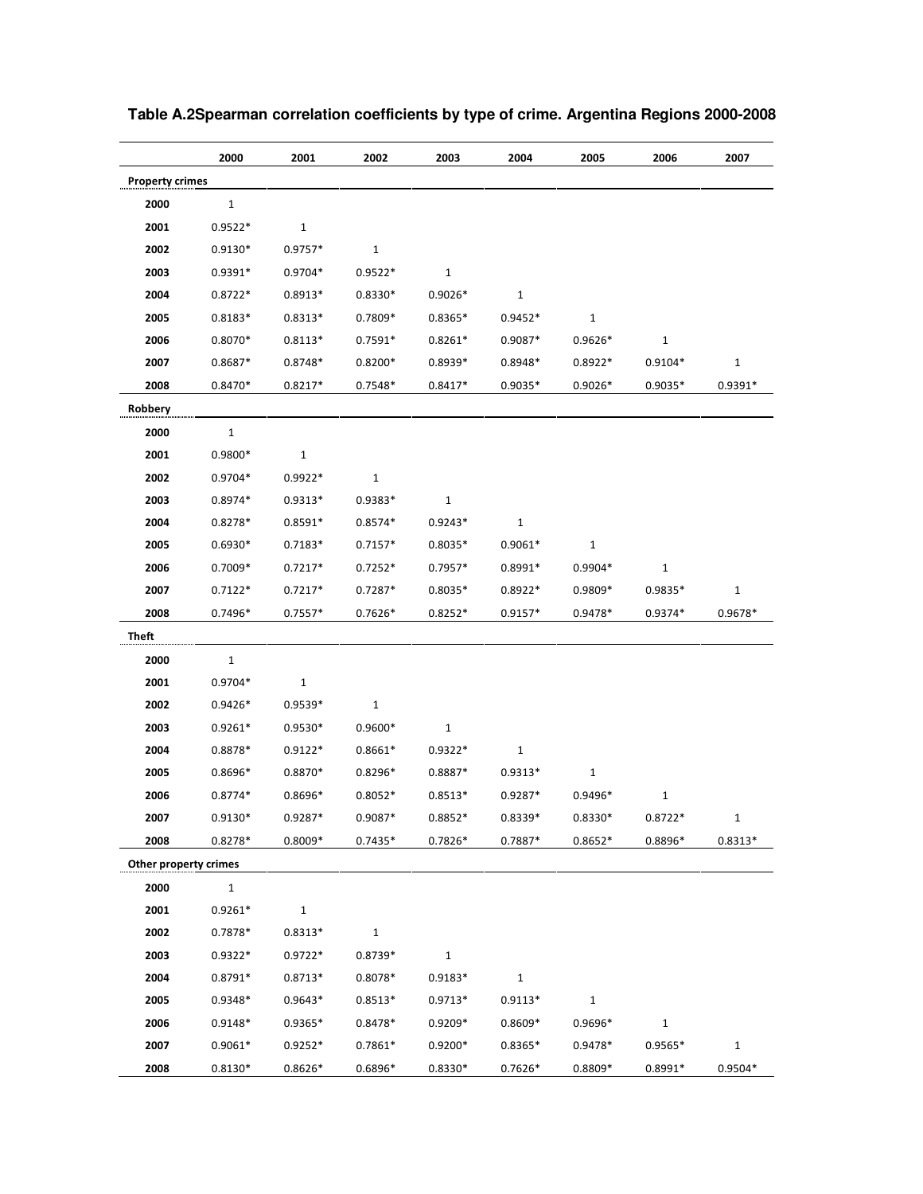**Table A.2Spearman correlation coefficients by type of crime. Argentina Regions 2000-2008**

| | 2000 | 2001 | 2002 | 2003 | 2004 | 2005 | 2006 | 2007 |
|---|---|---|---|---|---|---|---|---|
| **Property crimes** | | | | | | | | |
| **2000** | 1 | | | | | | | |
| **2001** | 0.9522* | 1 | | | | | | |
| **2002** | 0.9130* | 0.9757* | 1 | | | | | |
| **2003** | 0.9391* | 0.9704* | 0.9522* | 1 | | | | |
| **2004** | 0.8722* | 0.8913* | 0.8330* | 0.9026* | 1 | | | |
| **2005** | 0.8183* | 0.8313* | 0.7809* | 0.8365* | 0.9452* | 1 | | |
| **2006** | 0.8070* | 0.8113* | 0.7591* | 0.8261* | 0.9087* | 0.9626* | 1 | |
| **2007** | 0.8687* | 0.8748* | 0.8200* | 0.8939* | 0.8948* | 0.8922* | 0.9104* | 1 |
| **2008** | 0.8470* | 0.8217* | 0.7548* | 0.8417* | 0.9035* | 0.9026* | 0.9035* | 0.9391* |
| **Robbery** | | | | | | | | |
| **2000** | 1 | | | | | | | |
| **2001** | 0.9800* | 1 | | | | | | |
| **2002** | 0.9704* | 0.9922* | 1 | | | | | |
| **2003** | 0.8974* | 0.9313* | 0.9383* | 1 | | | | |
| **2004** | 0.8278* | 0.8591* | 0.8574* | 0.9243* | 1 | | | |
| **2005** | 0.6930* | 0.7183* | 0.7157* | 0.8035* | 0.9061* | 1 | | |
| **2006** | 0.7009* | 0.7217* | 0.7252* | 0.7957* | 0.8991* | 0.9904* | 1 | |
| **2007** | 0.7122* | 0.7217* | 0.7287* | 0.8035* | 0.8922* | 0.9809* | 0.9835* | 1 |
| **2008** | 0.7496* | 0.7557* | 0.7626* | 0.8252* | 0.9157* | 0.9478* | 0.9374* | 0.9678* |
| **Theft** | | | | | | | | |
| **2000** | 1 | | | | | | | |
| **2001** | 0.9704* | 1 | | | | | | |
| **2002** | 0.9426* | 0.9539* | 1 | | | | | |
| **2003** | 0.9261* | 0.9530* | 0.9600* | 1 | | | | |
| **2004** | 0.8878* | 0.9122* | 0.8661* | 0.9322* | 1 | | | |
| **2005** | 0.8696* | 0.8870* | 0.8296* | 0.8887* | 0.9313* | 1 | | |
| **2006** | 0.8774* | 0.8696* | 0.8052* | 0.8513* | 0.9287* | 0.9496* | 1 | |
| **2007** | 0.9130* | 0.9287* | 0.9087* | 0.8852* | 0.8339* | 0.8330* | 0.8722* | 1 |
| **2008** | 0.8278* | 0.8009* | 0.7435* | 0.7826* | 0.7887* | 0.8652* | 0.8896* | 0.8313* |
| **Other property crimes** | | | | | | | | |
| **2000** | 1 | | | | | | | |
| **2001** | 0.9261* | 1 | | | | | | |
| **2002** | 0.7878* | 0.8313* | 1 | | | | | |
| **2003** | 0.9322* | 0.9722* | 0.8739* | 1 | | | | |
| **2004** | 0.8791* | 0.8713* | 0.8078* | 0.9183* | 1 | | | |
| **2005** | 0.9348* | 0.9643* | 0.8513* | 0.9713* | 0.9113* | 1 | | |
| **2006** | 0.9148* | 0.9365* | 0.8478* | 0.9209* | 0.8609* | 0.9696* | 1 | |
| **2007** | 0.9061* | 0.9252* | 0.7861* | 0.9200* | 0.8365* | 0.9478* | 0.9565* | 1 |
| **2008** | 0.8130* | 0.8626* | 0.6896* | 0.8330* | 0.7626* | 0.8809* | 0.8991* | 0.9504* |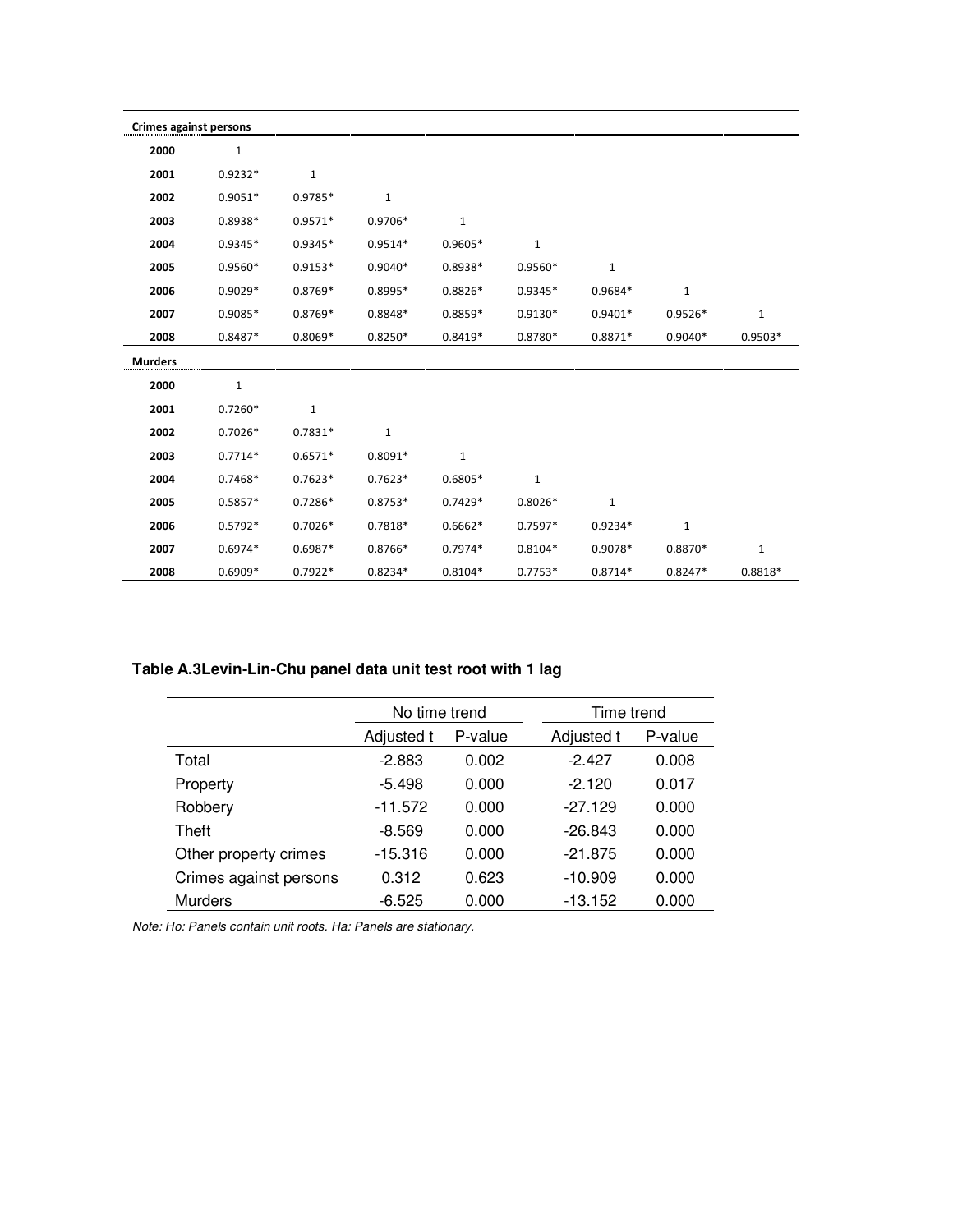| | | | | | | | | |
|---|---|---|---|---|---|---|---|---|
| **Crimes against persons** | | | | | | | | |
| **2000** | 1 | | | | | | | |
| **2001** | 0.9232* | 1 | | | | | | |
| **2002** | 0.9051* | 0.9785* | 1 | | | | | |
| **2003** | 0.8938* | 0.9571* | 0.9706* | 1 | | | | |
| **2004** | 0.9345* | 0.9345* | 0.9514* | 0.9605* | 1 | | | |
| **2005** | 0.9560* | 0.9153* | 0.9040* | 0.8938* | 0.9560* | 1 | | |
| **2006** | 0.9029* | 0.8769* | 0.8995* | 0.8826* | 0.9345* | 0.9684* | 1 | |
| **2007** | 0.9085* | 0.8769* | 0.8848* | 0.8859* | 0.9130* | 0.9401* | 0.9526* | 1 |
| **2008** | 0.8487* | 0.8069* | 0.8250* | 0.8419* | 0.8780* | 0.8871* | 0.9040* | 0.9503* |
| **Murders** | | | | | | | | |
| **2000** | 1 | | | | | | | |
| **2001** | 0.7260* | 1 | | | | | | |
| **2002** | 0.7026* | 0.7831* | 1 | | | | | |
| **2003** | 0.7714* | 0.6571* | 0.8091* | 1 | | | | |
| **2004** | 0.7468* | 0.7623* | 0.7623* | 0.6805* | 1 | | | |
| **2005** | 0.5857* | 0.7286* | 0.8753* | 0.7429* | 0.8026* | 1 | | |
| **2006** | 0.5792* | 0.7026* | 0.7818* | 0.6662* | 0.7597* | 0.9234* | 1 | |
| **2007** | 0.6974* | 0.6987* | 0.8766* | 0.7974* | 0.8104* | 0.9078* | 0.8870* | 1 |
| **2008** | 0.6909* | 0.7922* | 0.8234* | 0.8104* | 0.7753* | 0.8714* | 0.8247* | 0.8818* |

**Table A.3Levin-Lin-Chu panel data unit test root with 1 lag**

| | No time trend | | Time trend | |
|---|---|---|---|---|
| | Adjusted t | P-value | Adjusted t | P-value |
| Total | -2.883 | 0.002 | -2.427 | 0.008 |
| Property | -5.498 | 0.000 | -2.120 | 0.017 |
| Robbery | -11.572 | 0.000 | -27.129 | 0.000 |
| Theft | -8.569 | 0.000 | -26.843 | 0.000 |
| Other property crimes | -15.316 | 0.000 | -21.875 | 0.000 |
| Crimes against persons | 0.312 | 0.623 | -10.909 | 0.000 |
| Murders | -6.525 | 0.000 | -13.152 | 0.000 |

*Note: Ho: Panels contain unit roots. Ha: Panels are stationary.*